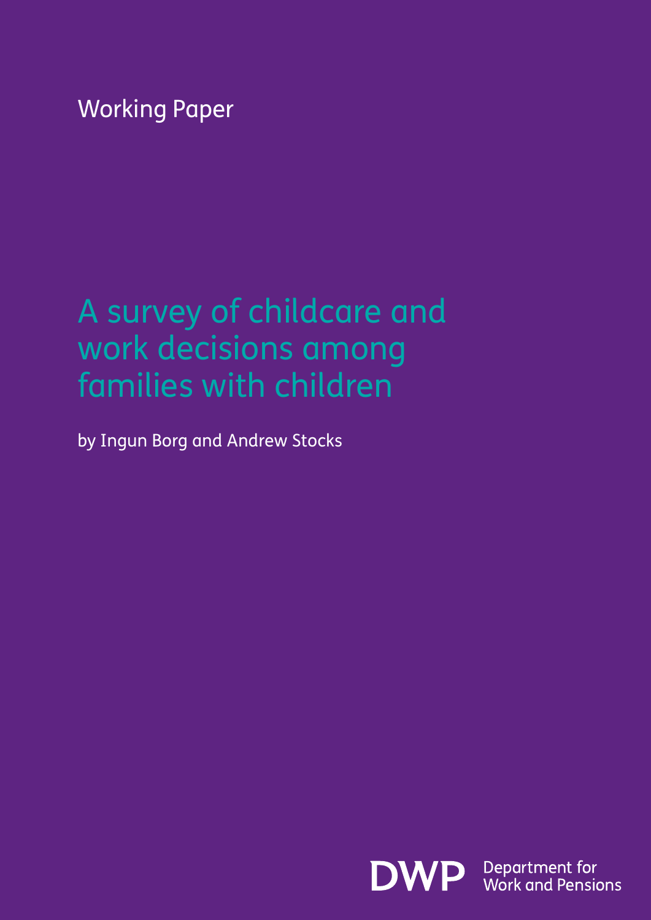Working Paper

# A survey of childcare and work decisions among families with children

by Ingun Borg and Andrew Stocks

DWP Department for Work and Pensions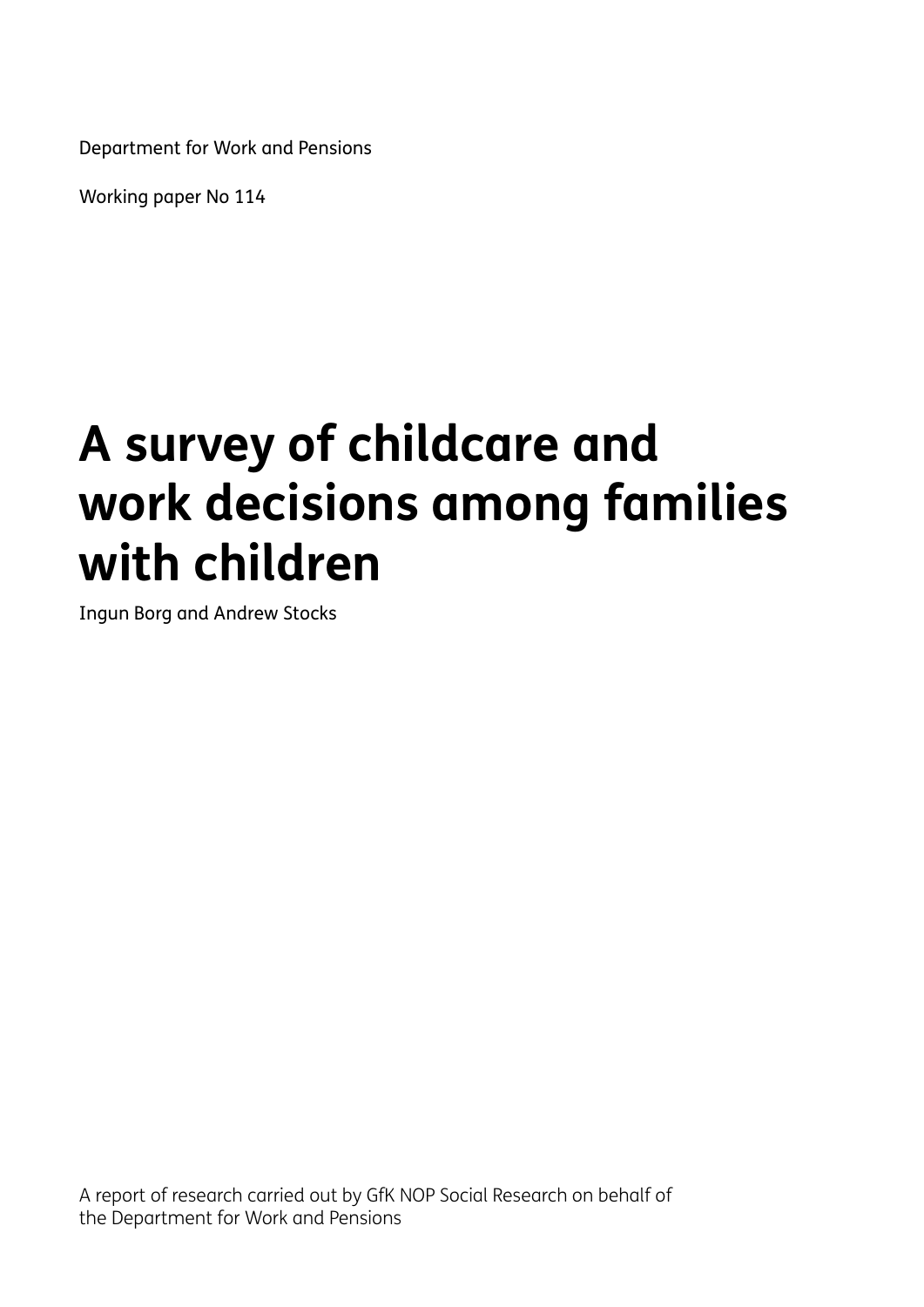Department for Work and Pensions

Working paper No 114

# A survey of childcare and work decisions among families with children

Ingun Borg and Andrew Stocks

A report of research carried out by GfK NOP Social Research on behalf of the Department for Work and Pensions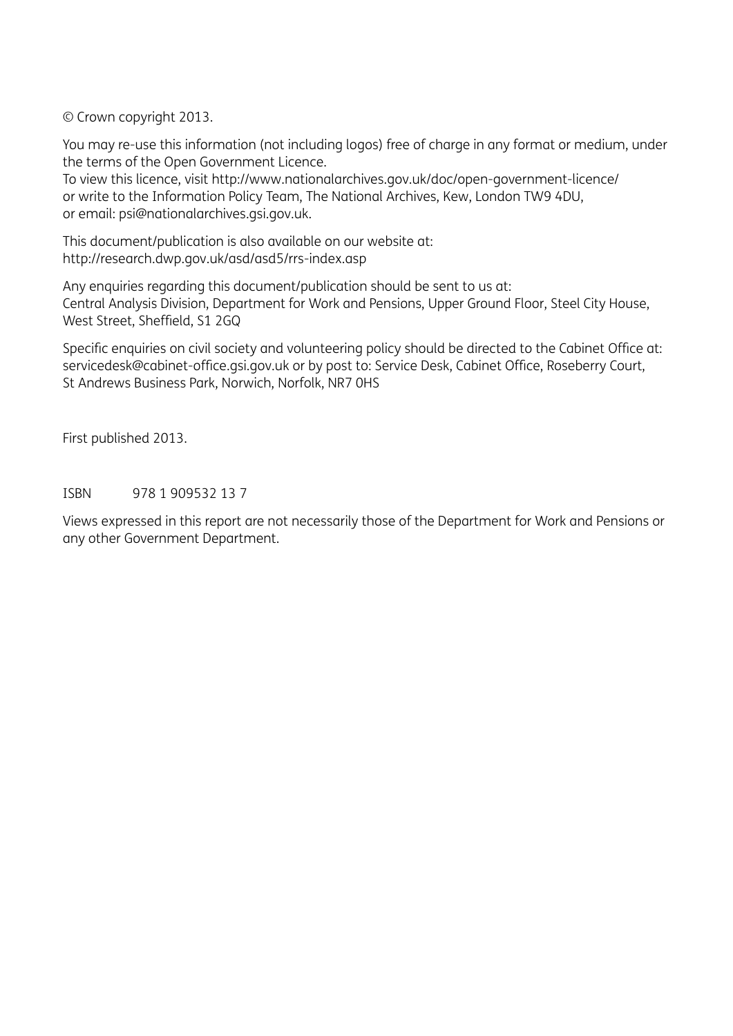© Crown copyright 2013.

You may re-use this information (not including logos) free of charge in any format or medium, under the terms of the Open Government Licence.
To view this licence, visit http://www.nationalarchives.gov.uk/doc/open-government-licence/
or write to the Information Policy Team, The National Archives, Kew, London TW9 4DU,
or email: psi@nationalarchives.gsi.gov.uk.

This document/publication is also available on our website at:
http://research.dwp.gov.uk/asd/asd5/rrs-index.asp

Any enquiries regarding this document/publication should be sent to us at:
Central Analysis Division, Department for Work and Pensions, Upper Ground Floor, Steel City House, West Street, Sheffield, S1 2GQ

Specific enquiries on civil society and volunteering policy should be directed to the Cabinet Office at: servicedesk@cabinet-office.gsi.gov.uk or by post to: Service Desk, Cabinet Office, Roseberry Court, St Andrews Business Park, Norwich, Norfolk, NR7 0HS

First published 2013.

ISBN 978 1 909532 13 7

Views expressed in this report are not necessarily those of the Department for Work and Pensions or any other Government Department.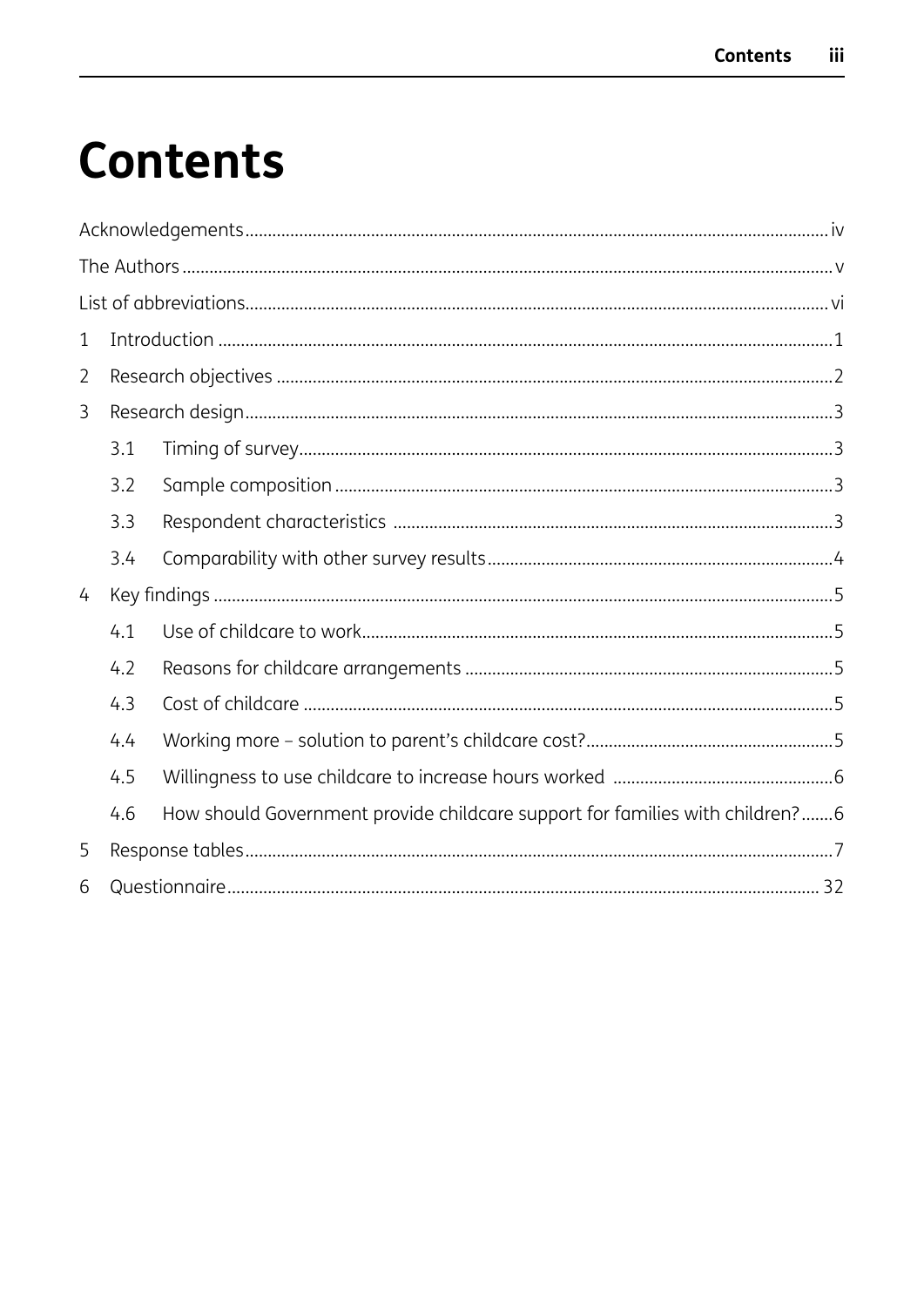# Contents

Acknowledgements ..... iv

The Authors ..... v

List of abbreviations ..... vi

1 Introduction ..... 1

2 Research objectives ..... 2

3 Research design ..... 3

- 3.1 Timing of survey ..... 3
- 3.2 Sample composition ..... 3
- 3.3 Respondent characteristics ..... 3
- 3.4 Comparability with other survey results ..... 4

4 Key findings ..... 5

- 4.1 Use of childcare to work ..... 5
- 4.2 Reasons for childcare arrangements ..... 5
- 4.3 Cost of childcare ..... 5
- 4.4 Working more – solution to parent's childcare cost? ..... 5
- 4.5 Willingness to use childcare to increase hours worked ..... 6
- 4.6 How should Government provide childcare support for families with children? ..... 6

5 Response tables ..... 7

6 Questionnaire ..... 32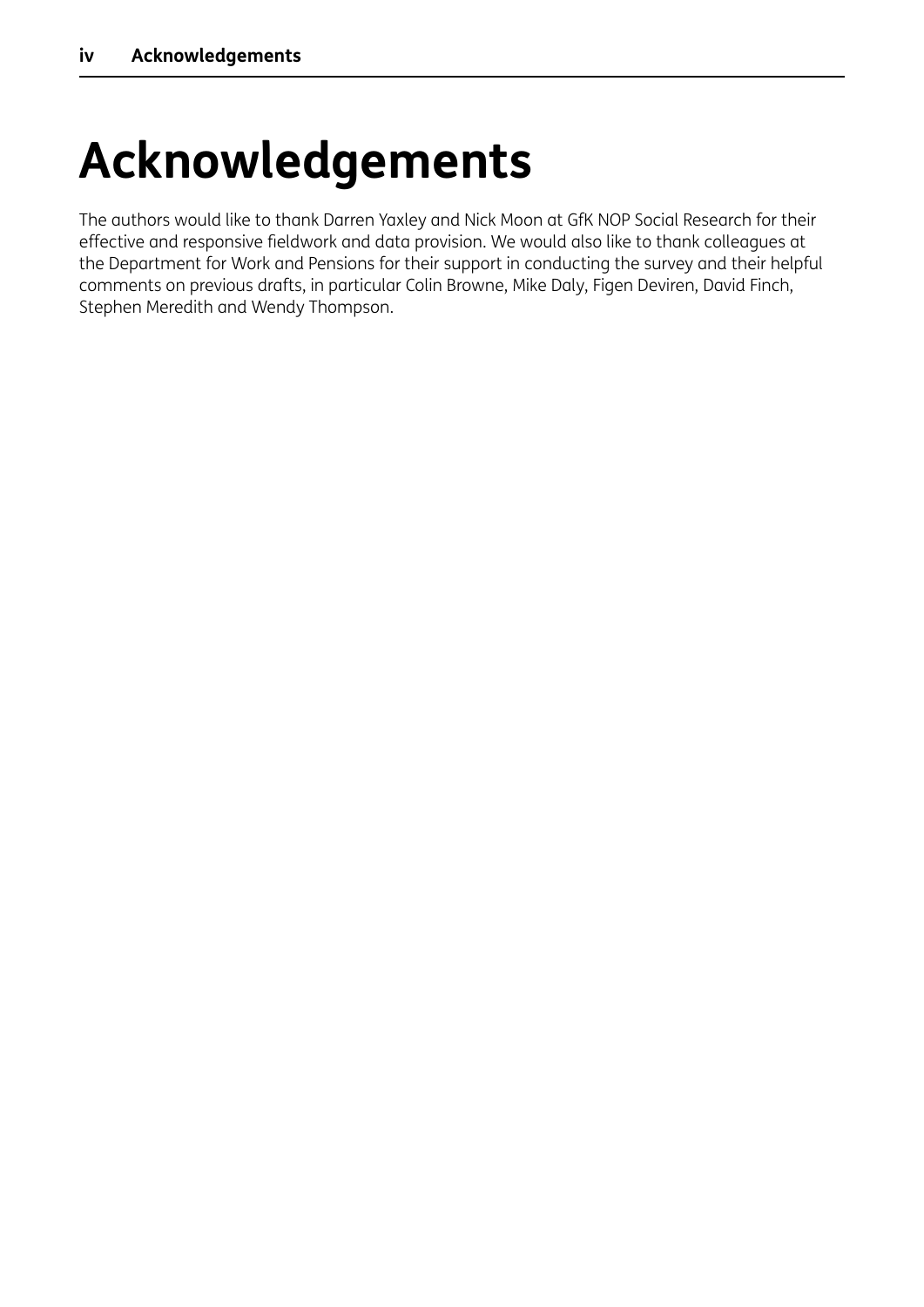# Acknowledgements

The authors would like to thank Darren Yaxley and Nick Moon at GfK NOP Social Research for their effective and responsive fieldwork and data provision. We would also like to thank colleagues at the Department for Work and Pensions for their support in conducting the survey and their helpful comments on previous drafts, in particular Colin Browne, Mike Daly, Figen Deviren, David Finch, Stephen Meredith and Wendy Thompson.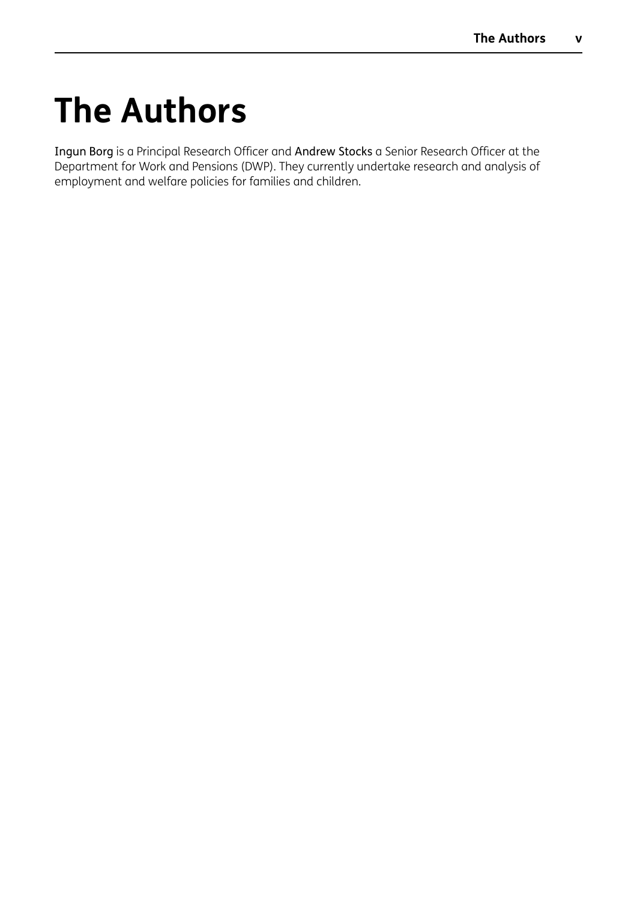# The Authors

Ingun Borg is a Principal Research Officer and Andrew Stocks a Senior Research Officer at the Department for Work and Pensions (DWP). They currently undertake research and analysis of employment and welfare policies for families and children.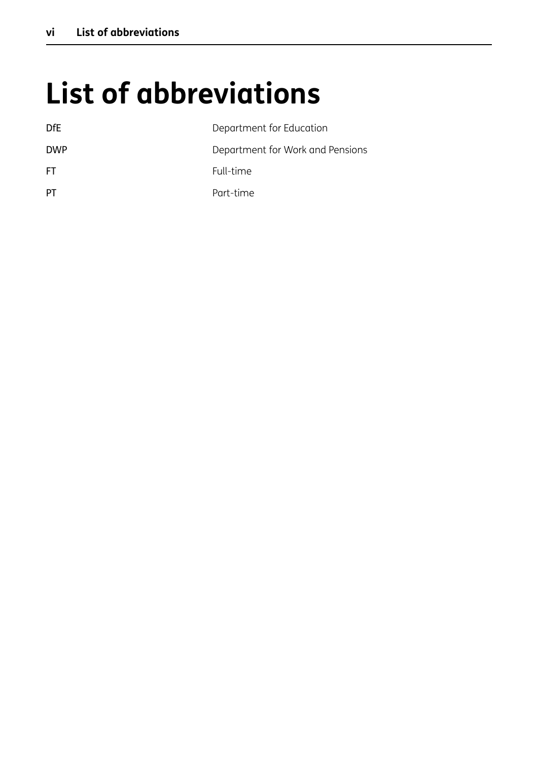# List of abbreviations

| | |
|---|---|
| DfE | Department for Education |
| DWP | Department for Work and Pensions |
| FT | Full-time |
| PT | Part-time |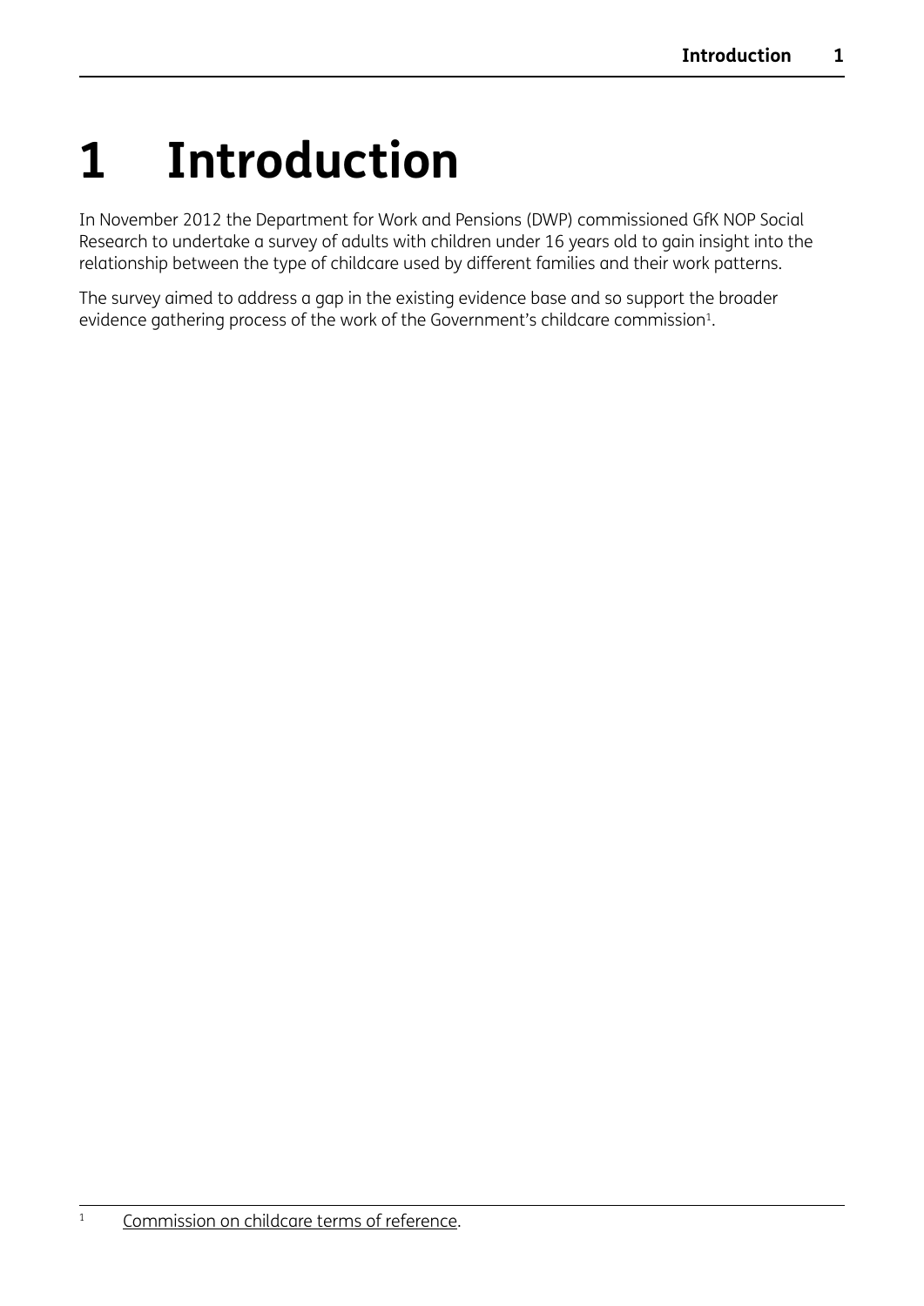# 1 Introduction

In November 2012 the Department for Work and Pensions (DWP) commissioned GfK NOP Social Research to undertake a survey of adults with children under 16 years old to gain insight into the relationship between the type of childcare used by different families and their work patterns.

The survey aimed to address a gap in the existing evidence base and so support the broader evidence gathering process of the work of the Government's childcare commission[1].

[1] Commission on childcare terms of reference.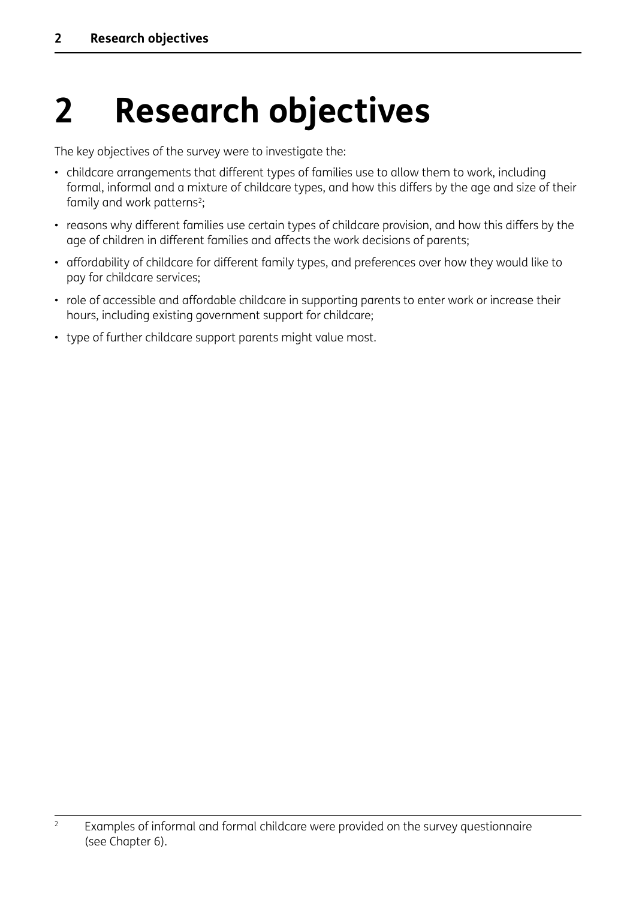# 2 Research objectives

The key objectives of the survey were to investigate the:

- childcare arrangements that different types of families use to allow them to work, including formal, informal and a mixture of childcare types, and how this differs by the age and size of their family and work patterns[2];
- reasons why different families use certain types of childcare provision, and how this differs by the age of children in different families and affects the work decisions of parents;
- affordability of childcare for different family types, and preferences over how they would like to pay for childcare services;
- role of accessible and affordable childcare in supporting parents to enter work or increase their hours, including existing government support for childcare;
- type of further childcare support parents might value most.

[2] Examples of informal and formal childcare were provided on the survey questionnaire (see Chapter 6).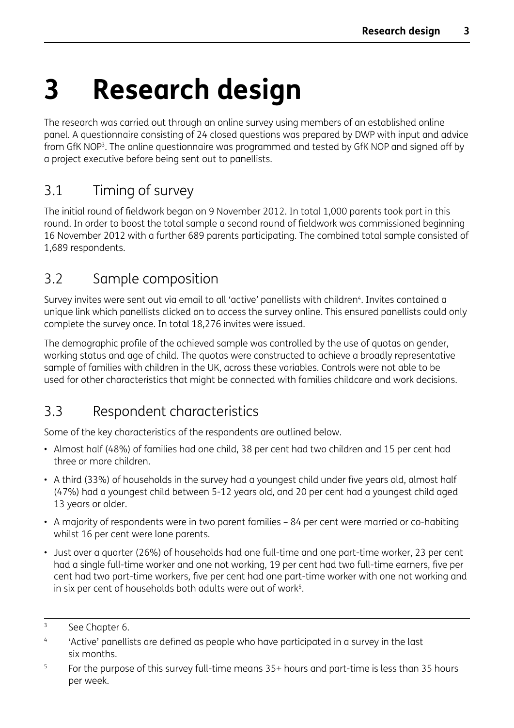# 3 Research design

The research was carried out through an online survey using members of an established online panel. A questionnaire consisting of 24 closed questions was prepared by DWP with input and advice from GfK NOP[3]. The online questionnaire was programmed and tested by GfK NOP and signed off by a project executive before being sent out to panellists.

## 3.1 Timing of survey

The initial round of fieldwork began on 9 November 2012. In total 1,000 parents took part in this round. In order to boost the total sample a second round of fieldwork was commissioned beginning 16 November 2012 with a further 689 parents participating. The combined total sample consisted of 1,689 respondents.

## 3.2 Sample composition

Survey invites were sent out via email to all 'active' panellists with children[4]. Invites contained a unique link which panellists clicked on to access the survey online. This ensured panellists could only complete the survey once. In total 18,276 invites were issued.

The demographic profile of the achieved sample was controlled by the use of quotas on gender, working status and age of child. The quotas were constructed to achieve a broadly representative sample of families with children in the UK, across these variables. Controls were not able to be used for other characteristics that might be connected with families childcare and work decisions.

## 3.3 Respondent characteristics

Some of the key characteristics of the respondents are outlined below.

- Almost half (48%) of families had one child, 38 per cent had two children and 15 per cent had three or more children.
- A third (33%) of households in the survey had a youngest child under five years old, almost half (47%) had a youngest child between 5-12 years old, and 20 per cent had a youngest child aged 13 years or older.
- A majority of respondents were in two parent families – 84 per cent were married or co-habiting whilst 16 per cent were lone parents.
- Just over a quarter (26%) of households had one full-time and one part-time worker, 23 per cent had a single full-time worker and one not working, 19 per cent had two full-time earners, five per cent had two part-time workers, five per cent had one part-time worker with one not working and in six per cent of households both adults were out of work[5].

---

[3] See Chapter 6.

[4] 'Active' panellists are defined as people who have participated in a survey in the last six months.

[5] For the purpose of this survey full-time means 35+ hours and part-time is less than 35 hours per week.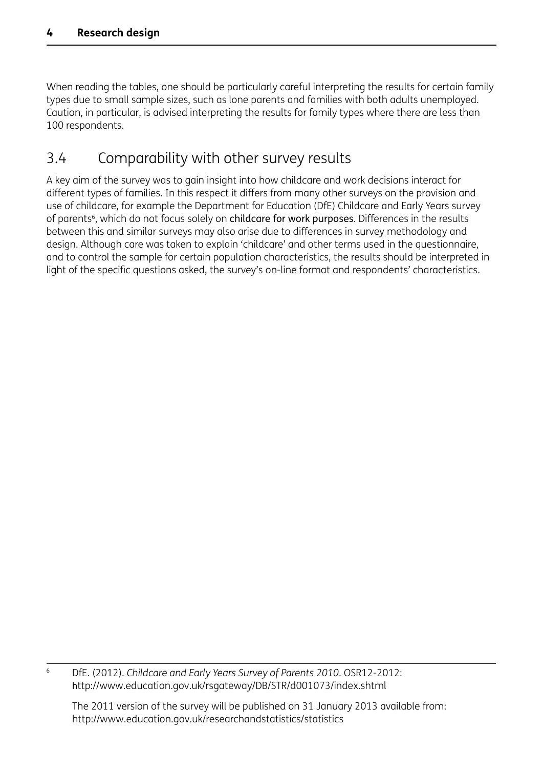When reading the tables, one should be particularly careful interpreting the results for certain family types due to small sample sizes, such as lone parents and families with both adults unemployed. Caution, in particular, is advised interpreting the results for family types where there are less than 100 respondents.

## 3.4 Comparability with other survey results

A key aim of the survey was to gain insight into how childcare and work decisions interact for different types of families. In this respect it differs from many other surveys on the provision and use of childcare, for example the Department for Education (DfE) Childcare and Early Years survey of parents[6], which do not focus solely on childcare for work purposes. Differences in the results between this and similar surveys may also arise due to differences in survey methodology and design. Although care was taken to explain 'childcare' and other terms used in the questionnaire, and to control the sample for certain population characteristics, the results should be interpreted in light of the specific questions asked, the survey's on-line format and respondents' characteristics.

---

[6] DfE. (2012). *Childcare and Early Years Survey of Parents 2010*. OSR12-2012: http://www.education.gov.uk/rsgateway/DB/STR/d001073/index.shtml

The 2011 version of the survey will be published on 31 January 2013 available from: http://www.education.gov.uk/researchandstatistics/statistics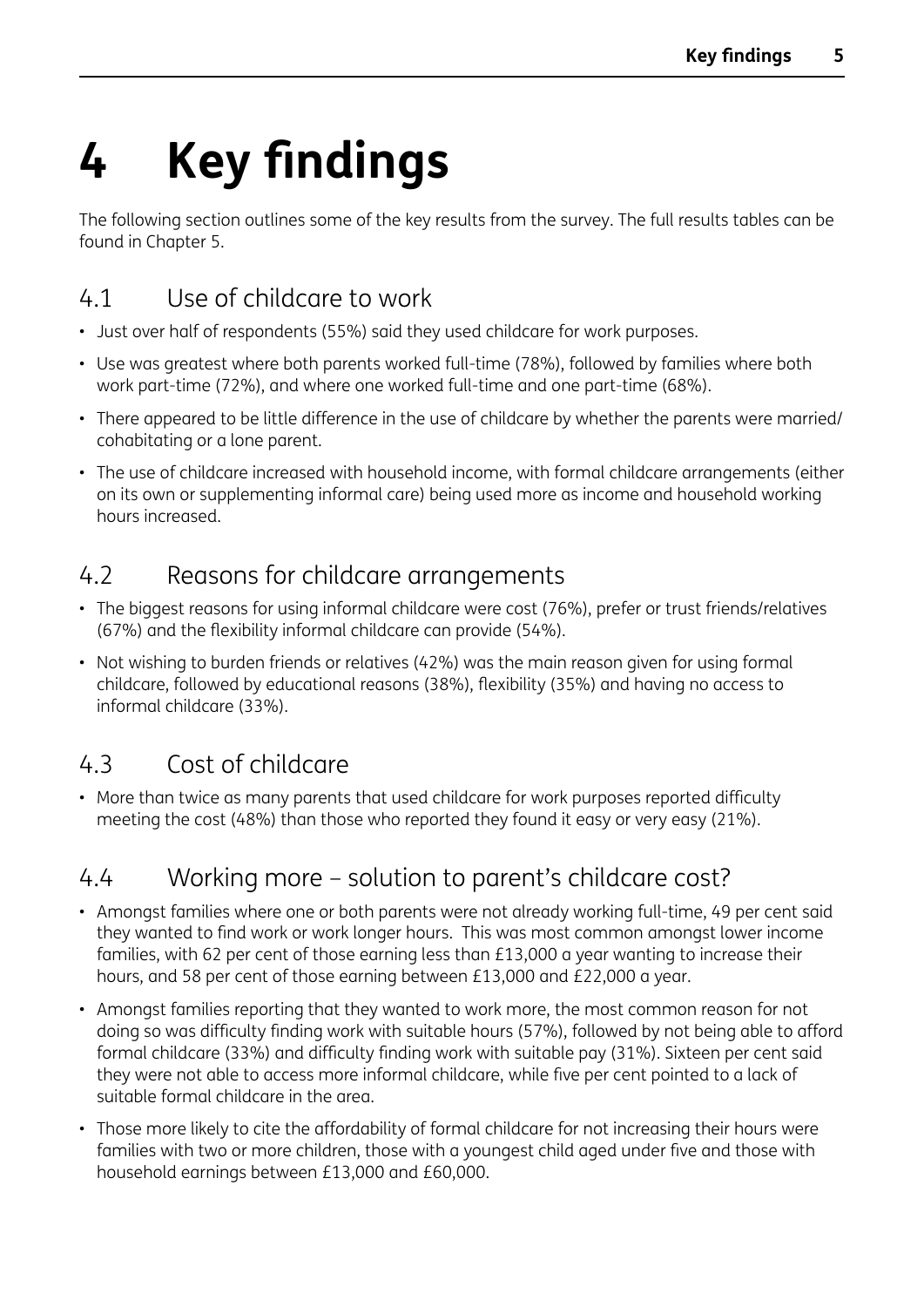# 4 Key findings

The following section outlines some of the key results from the survey. The full results tables can be found in Chapter 5.

## 4.1 Use of childcare to work

- Just over half of respondents (55%) said they used childcare for work purposes.
- Use was greatest where both parents worked full-time (78%), followed by families where both work part-time (72%), and where one worked full-time and one part-time (68%).
- There appeared to be little difference in the use of childcare by whether the parents were married/ cohabitating or a lone parent.
- The use of childcare increased with household income, with formal childcare arrangements (either on its own or supplementing informal care) being used more as income and household working hours increased.

## 4.2 Reasons for childcare arrangements

- The biggest reasons for using informal childcare were cost (76%), prefer or trust friends/relatives (67%) and the flexibility informal childcare can provide (54%).
- Not wishing to burden friends or relatives (42%) was the main reason given for using formal childcare, followed by educational reasons (38%), flexibility (35%) and having no access to informal childcare (33%).

## 4.3 Cost of childcare

- More than twice as many parents that used childcare for work purposes reported difficulty meeting the cost (48%) than those who reported they found it easy or very easy (21%).

## 4.4 Working more – solution to parent's childcare cost?

- Amongst families where one or both parents were not already working full-time, 49 per cent said they wanted to find work or work longer hours. This was most common amongst lower income families, with 62 per cent of those earning less than £13,000 a year wanting to increase their hours, and 58 per cent of those earning between £13,000 and £22,000 a year.
- Amongst families reporting that they wanted to work more, the most common reason for not doing so was difficulty finding work with suitable hours (57%), followed by not being able to afford formal childcare (33%) and difficulty finding work with suitable pay (31%). Sixteen per cent said they were not able to access more informal childcare, while five per cent pointed to a lack of suitable formal childcare in the area.
- Those more likely to cite the affordability of formal childcare for not increasing their hours were families with two or more children, those with a youngest child aged under five and those with household earnings between £13,000 and £60,000.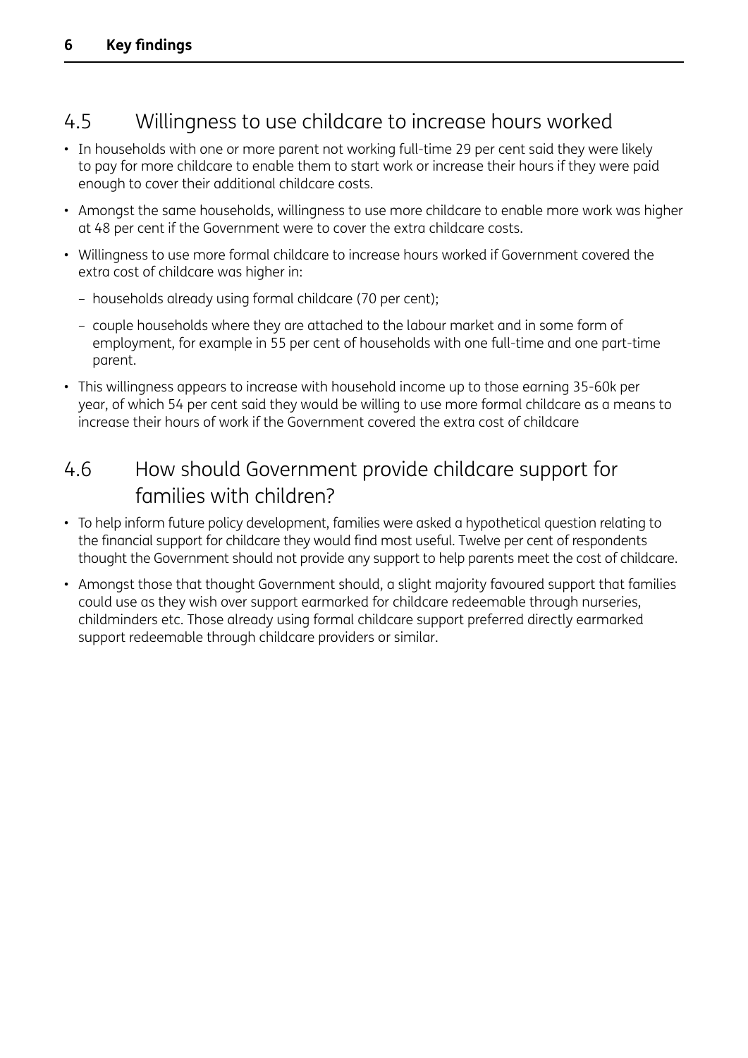## 4.5 Willingness to use childcare to increase hours worked

- In households with one or more parent not working full-time 29 per cent said they were likely to pay for more childcare to enable them to start work or increase their hours if they were paid enough to cover their additional childcare costs.
- Amongst the same households, willingness to use more childcare to enable more work was higher at 48 per cent if the Government were to cover the extra childcare costs.
- Willingness to use more formal childcare to increase hours worked if Government covered the extra cost of childcare was higher in:
  - households already using formal childcare (70 per cent);
  - couple households where they are attached to the labour market and in some form of employment, for example in 55 per cent of households with one full-time and one part-time parent.
- This willingness appears to increase with household income up to those earning 35-60k per year, of which 54 per cent said they would be willing to use more formal childcare as a means to increase their hours of work if the Government covered the extra cost of childcare

## 4.6 How should Government provide childcare support for families with children?

- To help inform future policy development, families were asked a hypothetical question relating to the financial support for childcare they would find most useful. Twelve per cent of respondents thought the Government should not provide any support to help parents meet the cost of childcare.
- Amongst those that thought Government should, a slight majority favoured support that families could use as they wish over support earmarked for childcare redeemable through nurseries, childminders etc. Those already using formal childcare support preferred directly earmarked support redeemable through childcare providers or similar.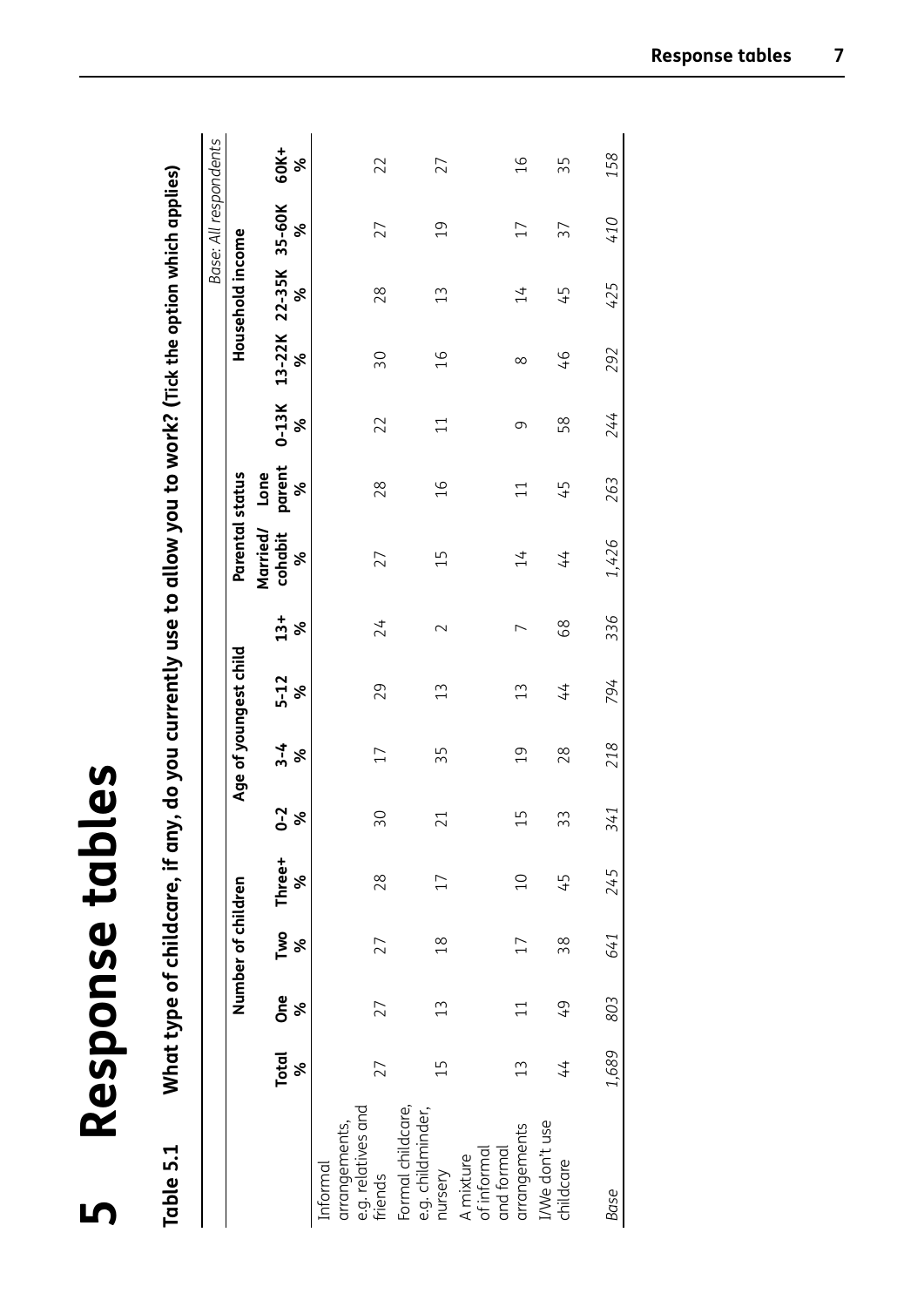# 5 Response tables

**Table 5.1 What type of childcare, if any, do you currently use to allow you to work? (Tick the option which applies)**

*Base: All respondents*

| | | Number of children | | | Age of youngest child | | | | Parental status | | Household income | | | | |
|---|---|---|---|---|---|---|---|---|---|---|---|---|---|---|---|
| | Total % | One % | Two % | Three+ % | 0-2 % | 3-4 % | 5-12 % | 13+ % | Married/ cohabit % | Lone parent % | 0-13K % | 13-22K % | 22-35K % | 35-60K % | 60K+ % |
| Informal arrangements, e.g. relatives and friends | 27 | 27 | 27 | 28 | 30 | 17 | 29 | 24 | 27 | 28 | 22 | 30 | 28 | 27 | 22 |
| Formal childcare, e.g. childminder, nursery | 15 | 13 | 18 | 17 | 21 | 35 | 13 | 2 | 15 | 16 | 11 | 16 | 13 | 19 | 27 |
| A mixture of informal and formal arrangements | 13 | 11 | 17 | 10 | 15 | 19 | 13 | 7 | 14 | 11 | 9 | 8 | 14 | 17 | 16 |
| I/We don't use childcare | 44 | 49 | 38 | 45 | 33 | 28 | 44 | 68 | 44 | 45 | 58 | 46 | 45 | 37 | 35 |
| *Base* | *1,689* | *803* | *641* | *245* | *341* | *218* | *794* | *336* | *1,426* | *263* | *244* | *292* | *425* | *410* | *158* |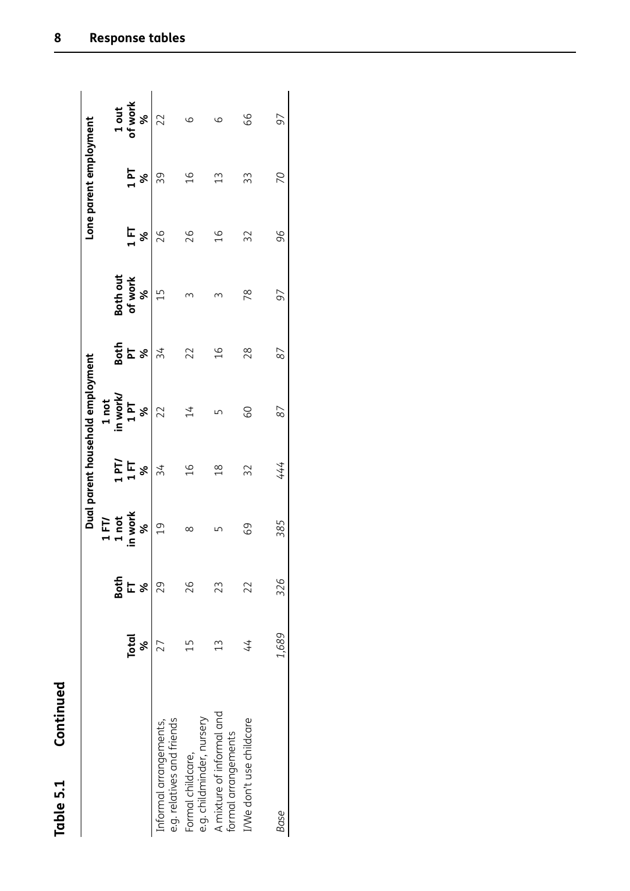**Table 5.1 Continued**

| | Total | Dual parent household employment | | | | | | Lone parent employment | | |
|---|---|---|---|---|---|---|---|---|---|---|
| | | Both FT | 1 FT/ 1 not in work | 1 PT/ 1 FT | 1 not in work/ 1 PT | Both PT | Both out of work | 1 FT | 1 PT | 1 out of work |
| | % | % | % | % | % | % | % | % | % | % |
| Informal arrangements, e.g. relatives and friends | 27 | 29 | 19 | 34 | 22 | 34 | 15 | 26 | 39 | 22 |
| Formal childcare, e.g. childminder, nursery | 15 | 26 | 8 | 16 | 14 | 22 | 3 | 26 | 16 | 6 |
| A mixture of informal and formal arrangements | 13 | 23 | 5 | 18 | 5 | 16 | 3 | 16 | 13 | 6 |
| I/We don't use childcare | 44 | 22 | 69 | 32 | 60 | 28 | 78 | 32 | 33 | 66 |
| *Base* | *1,689* | *326* | *385* | *444* | *87* | *87* | *97* | *96* | *70* | *97* |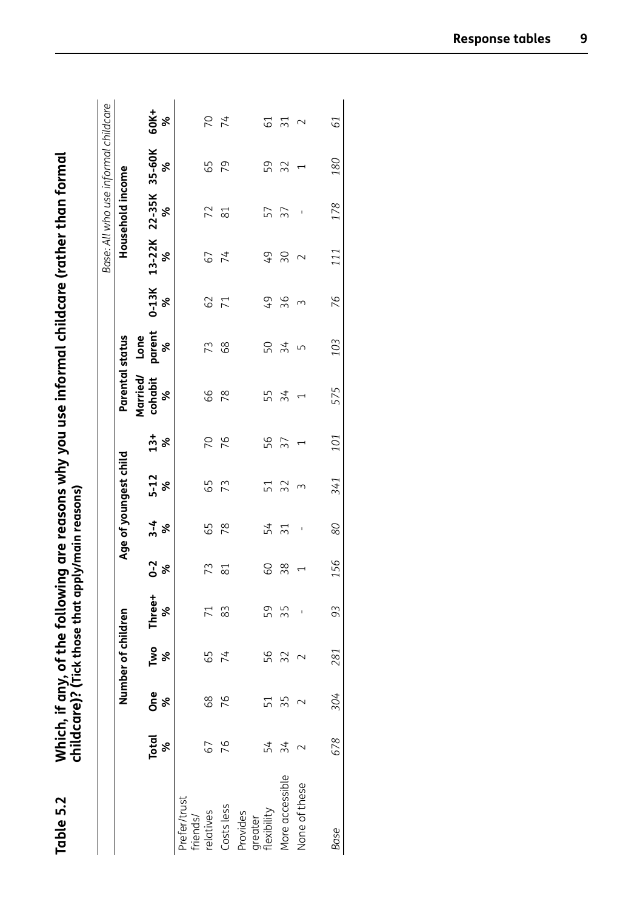**Table 5.2** **Which, if any, of the following are reasons why you use informal childcare (rather than formal childcare)? (Tick those that apply/main reasons)**

*Base: All who use informal childcare*

| | Total | Number of children | | | Age of youngest child | | | | Parental status | | Household income | | | | |
|---|---|---|---|---|---|---|---|---|---|---|---|---|---|---|---|
| | | One | Two | Three+ | 0-2 | 3-4 | 5-12 | 13+ | Married/ cohabit | Lone parent | 0-13K | 13-22K | 22-35K | 35-60K | 60K+ |
| | % | % | % | % | % | % | % | % | % | % | % | % | % | % | % |
| Prefer/trust friends/ relatives | 67 | 68 | 65 | 71 | 73 | 65 | 65 | 70 | 66 | 73 | 62 | 67 | 72 | 65 | 70 |
| Costs less | 76 | 76 | 74 | 83 | 81 | 78 | 73 | 76 | 78 | 68 | 71 | 74 | 81 | 79 | 74 |
| Provides greater flexibility | 54 | 51 | 56 | 59 | 60 | 54 | 51 | 56 | 55 | 50 | 49 | 49 | 57 | 59 | 61 |
| More accessible | 34 | 35 | 32 | 35 | 38 | 31 | 32 | 37 | 34 | 34 | 36 | 30 | 37 | 32 | 31 |
| None of these | 2 | 2 | 2 | - | 1 | - | 3 | 1 | 1 | 5 | 3 | 2 | - | 1 | 2 |
| *Base* | *678* | *304* | *281* | *93* | *156* | *80* | *341* | *101* | *575* | *103* | *76* | *111* | *178* | *180* | *61* |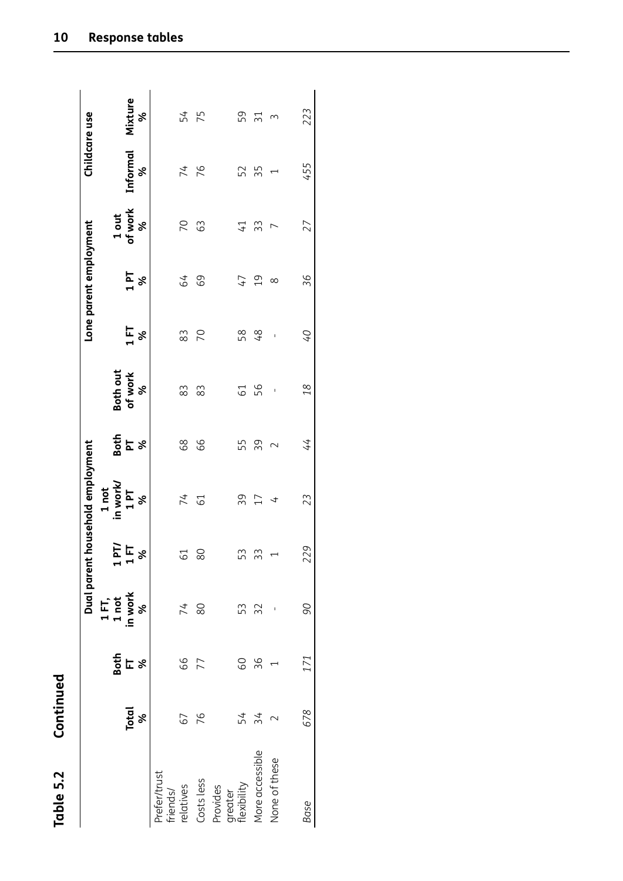**Table 5.2 Continued**

| | Total | Dual parent household employment | | | | | | Lone parent employment | | | Childcare use | |
|---|---|---|---|---|---|---|---|---|---|---|---|---|
| | | Both FT | 1 FT, 1 not in work | 1 PT/ 1 FT | 1 not in work/ 1 PT | Both PT | Both out of work | 1 FT | 1 PT | 1 out of work | Informal | Mixture |
| | % | % | % | % | % | % | % | % | % | % | % | % |
| Prefer/trust friends/ relatives | 67 | 66 | 74 | 61 | 74 | 68 | 83 | 83 | 64 | 70 | 74 | 54 |
| Costs less | 76 | 77 | 80 | 80 | 61 | 66 | 83 | 70 | 69 | 63 | 76 | 75 |
| Provides greater flexibility | 54 | 60 | 53 | 53 | 39 | 55 | 61 | 58 | 47 | 41 | 52 | 59 |
| More accessible | 34 | 36 | 32 | 33 | 17 | 39 | 56 | 48 | 19 | 33 | 35 | 31 |
| None of these | 2 | 1 | - | 1 | 4 | 2 | - | - | 8 | 7 | 1 | 3 |
| *Base* | *678* | *171* | *90* | *229* | *23* | *44* | *18* | *40* | *36* | *27* | *455* | *223* |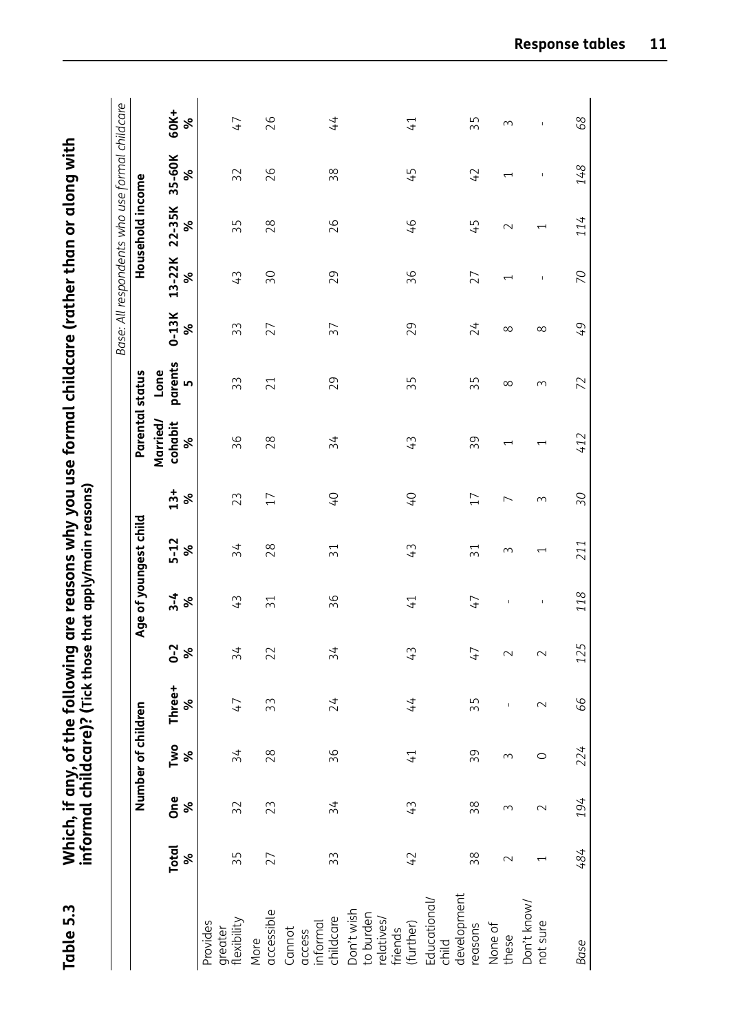**Table 5.3 Which, if any, of the following are reasons why you use formal childcare (rather than or along with informal childcare)? (Tick those that apply/main reasons)**

*Base: All respondents who use formal childcare*

| | Total | Number of children | | | Age of youngest child | | | | Parental status | | Household income | | | | |
|---|---|---|---|---|---|---|---|---|---|---|---|---|---|---|---|
| | | One | Two | Three+ | 0-2 | 3-4 | 5-12 | 13+ | Married/ cohabit | Lone parents | 0-13K | 13-22K | 22-35K | 35-60K | 60K+ |
| | % | % | % | % | % | % | % | % | % | 5 | % | % | % | % | % |
| Provides greater flexibility | 35 | 32 | 34 | 47 | 34 | 43 | 34 | 23 | 36 | 33 | 33 | 43 | 35 | 32 | 47 |
| More accessible | 27 | 23 | 28 | 33 | 22 | 31 | 28 | 17 | 28 | 21 | 27 | 30 | 28 | 26 | 26 |
| Cannot access informal childcare | 33 | 34 | 36 | 24 | 34 | 36 | 31 | 40 | 34 | 29 | 37 | 29 | 26 | 38 | 44 |
| Don't wish to burden relatives/ friends (further) | 42 | 43 | 41 | 44 | 43 | 41 | 43 | 40 | 43 | 35 | 29 | 36 | 46 | 45 | 41 |
| Educational/ child development reasons | 38 | 38 | 39 | 35 | 47 | 47 | 31 | 17 | 39 | 35 | 24 | 27 | 45 | 42 | 35 |
| None of these | 2 | 3 | 3 | - | 2 | - | 3 | 7 | 1 | 8 | 8 | 1 | 2 | 1 | 3 |
| Don't know/ not sure | 1 | 2 | 0 | 2 | 2 | - | 1 | 3 | 1 | 3 | 8 | - | 1 | - | - |
| *Base* | *484* | *194* | *224* | *66* | *125* | *118* | *211* | *30* | *412* | *72* | *49* | *70* | *114* | *148* | *68* |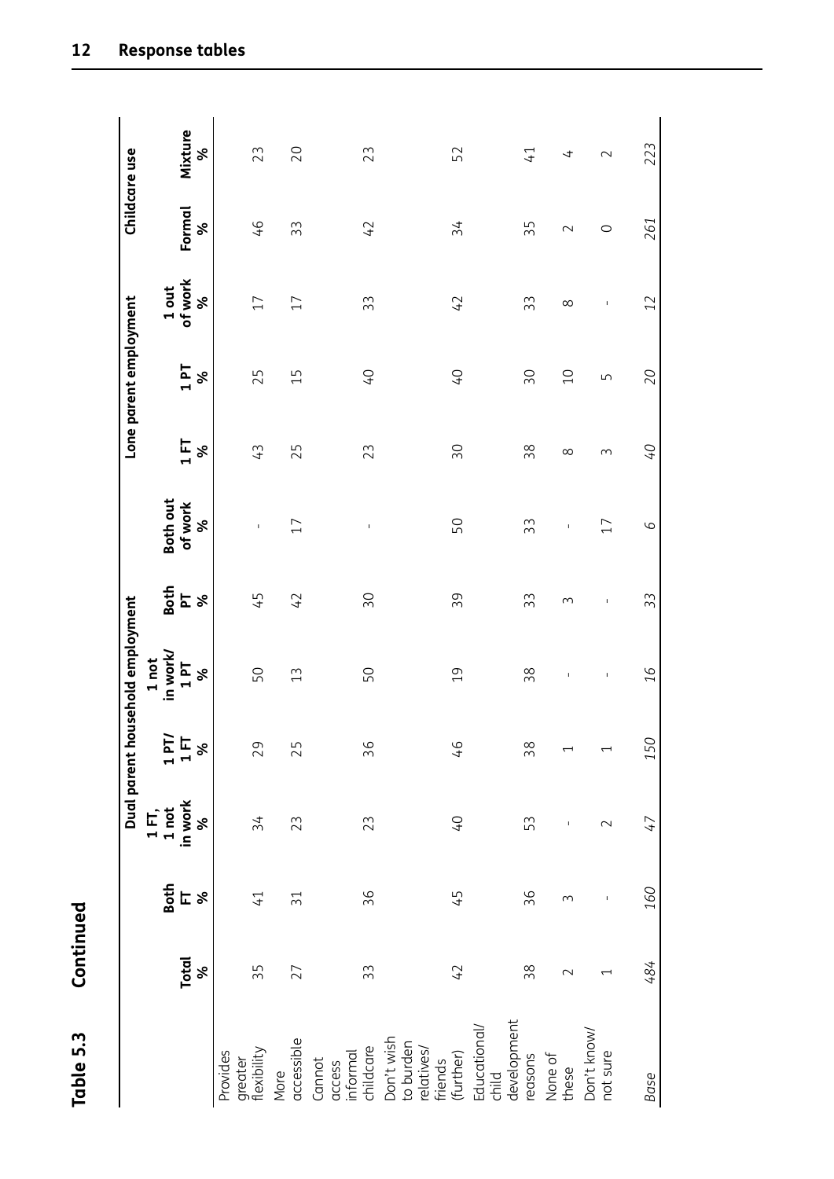**Table 5.3 Continued**

| | Total % | Dual parent household employment | | | | | | Lone parent employment | | | Childcare use | |
|---|---|---|---|---|---|---|---|---|---|---|---|---|
| | | Both FT % | 1 FT, 1 not in work % | 1 PT/ 1 FT % | 1 not in work/ 1 PT % | Both PT % | Both out of work % | 1 FT % | 1 PT % | 1 out of work % | Formal % | Mixture % |
| Provides greater flexibility | 35 | 41 | 34 | 29 | 50 | 45 | - | 43 | 25 | 17 | 46 | 23 |
| More accessible | 27 | 31 | 23 | 25 | 13 | 42 | 17 | 25 | 15 | 17 | 33 | 20 |
| Cannot access informal childcare | 33 | 36 | 23 | 36 | 50 | 30 | - | 23 | 40 | 33 | 42 | 23 |
| Don't wish to burden relatives/ friends (further) | 42 | 45 | 40 | 46 | 19 | 39 | 50 | 30 | 40 | 42 | 34 | 52 |
| Educational/ child development reasons | 38 | 36 | 53 | 38 | 38 | 33 | 33 | 38 | 30 | 33 | 35 | 41 |
| None of these | 2 | 3 | - | 1 | - | 3 | - | 8 | 10 | 8 | 2 | 4 |
| Don't know/ not sure | 1 | - | 2 | 1 | - | - | 17 | 3 | 5 | - | 0 | 2 |
| *Base* | *484* | *160* | *47* | *150* | *16* | *33* | *6* | *40* | *20* | *12* | *261* | *223* |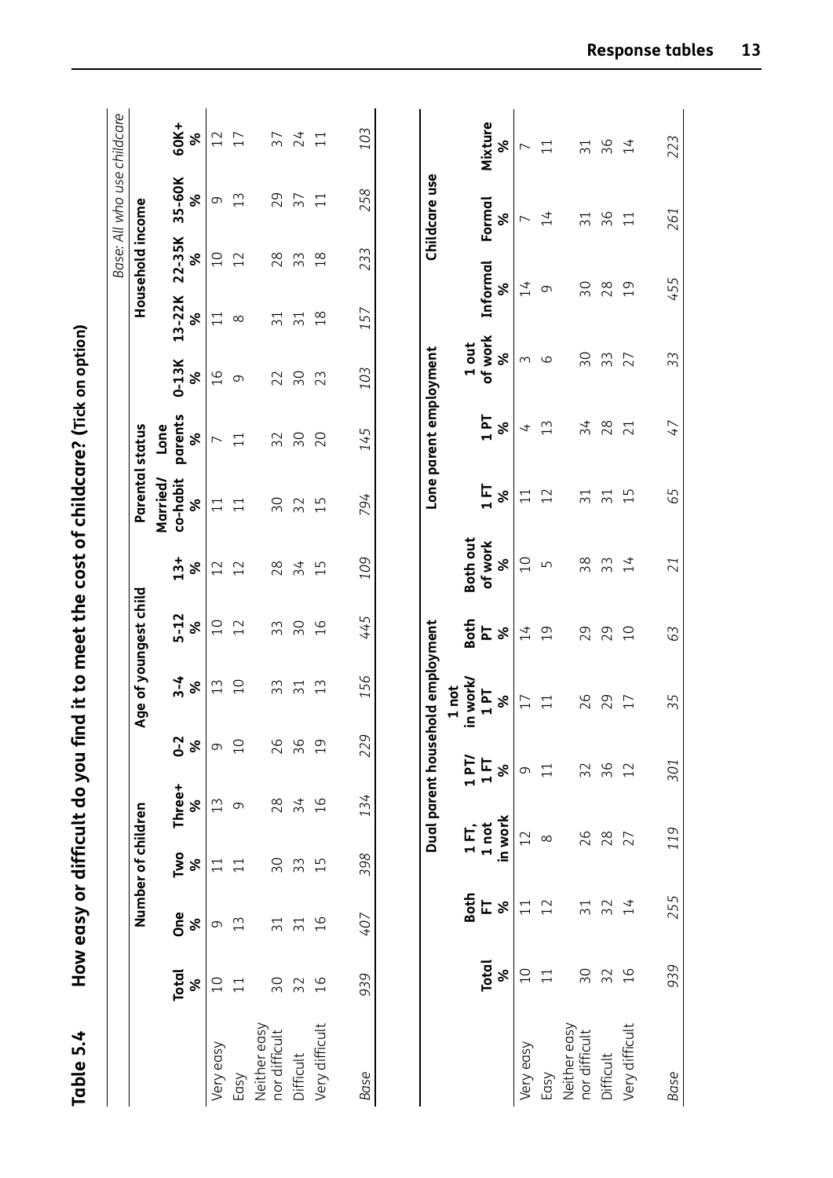## Table 5.4 How easy or difficult do you find it to meet the cost of childcare? (Tick on option)

*Base: All who use childcare*

| | Total | Number of children | | | Age of youngest child | | | | Parental status | | Household income | | | | |
|---|---|---|---|---|---|---|---|---|---|---|---|---|---|---|---|
| | | One | Two | Three+ | 0-2 | 3-4 | 5-12 | 13+ | Married/ co-habit | Lone parents | 0-13K | 13-22K | 22-35K | 35-60K | 60K+ |
| | % | % | % | % | % | % | % | % | % | % | % | % | % | % | % |
| Very easy | 10 | 9 | 11 | 13 | 9 | 13 | 10 | 12 | 11 | 7 | 16 | 11 | 10 | 9 | 12 |
| Easy | 11 | 13 | 11 | 9 | 10 | 10 | 12 | 12 | 11 | 11 | 9 | 8 | 12 | 13 | 17 |
| Neither easy nor difficult | 30 | 31 | 30 | 28 | 26 | 33 | 33 | 28 | 30 | 32 | 22 | 31 | 28 | 29 | 37 |
| Difficult | 32 | 31 | 33 | 34 | 36 | 31 | 30 | 34 | 32 | 30 | 30 | 31 | 33 | 37 | 24 |
| Very difficult | 16 | 16 | 15 | 16 | 19 | 13 | 16 | 15 | 15 | 20 | 23 | 18 | 18 | 11 | 11 |
| *Base* | *939* | *407* | *398* | *134* | *229* | *156* | *445* | *109* | *794* | *145* | *103* | *157* | *233* | *258* | *103* |

| | Total | Dual parent household employment | | | | | | Lone parent employment | | | Childcare use | | |
|---|---|---|---|---|---|---|---|---|---|---|---|---|---|
| | | Both FT | 1 FT, 1 not in work | 1 PT/ 1 FT | 1 not in work/ 1 PT | Both PT | Both out of work | 1 FT | 1 PT | 1 out of work | Informal | Formal | Mixture |
| | % | % | % | % | % | % | % | % | % | % | % | % | % |
| Very easy | 10 | 11 | 12 | 9 | 17 | 14 | 10 | 11 | 4 | 3 | 14 | 7 | 7 |
| Easy | 11 | 12 | 8 | 11 | 11 | 19 | 5 | 12 | 13 | 6 | 9 | 14 | 11 |
| Neither easy nor difficult | 30 | 31 | 26 | 32 | 26 | 29 | 38 | 31 | 34 | 30 | 30 | 31 | 31 |
| Difficult | 32 | 32 | 28 | 36 | 29 | 29 | 33 | 31 | 28 | 33 | 28 | 36 | 36 |
| Very difficult | 16 | 14 | 27 | 12 | 17 | 10 | 14 | 15 | 21 | 27 | 19 | 11 | 14 |
| *Base* | *939* | *255* | *119* | *301* | *35* | *63* | *21* | *65* | *47* | *33* | *455* | *261* | *223* |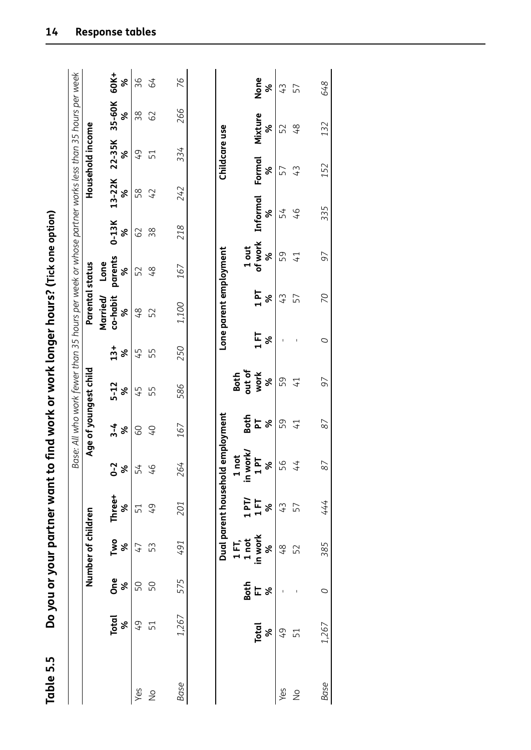## Table 5.5 Do you or your partner want to find work or work longer hours? (Tick one option)

*Base: All who work fewer than 35 hours per week or whose partner works less than 35 hours per week*

| | | Number of children | | | Age of youngest child | | | | Parental status | | Household income | | | | | |
|---|---|---|---|---|---|---|---|---|---|---|---|---|---|---|---|---|
| | Total % | One % | Two % | Three+ % | 0-2 % | 3-4 % | 5-12 % | 13+ % | Married/ co-habit % | Lone parents % | 0-13K % | 13-22K % | 22-35K % | 35-60K % | 60K+ % |
| Yes | 49 | 50 | 47 | 51 | 54 | 60 | 45 | 45 | 48 | 52 | 62 | 58 | 49 | 38 | 36 |
| No | 51 | 50 | 53 | 49 | 46 | 40 | 55 | 55 | 52 | 48 | 38 | 42 | 51 | 62 | 64 |
| *Base* | *1,267* | *575* | *491* | *201* | *264* | *167* | *586* | *250* | *1,100* | *167* | *218* | *242* | *334* | *266* | *76* |

| | | Dual parent household employment | | | | | Lone parent employment | | | Childcare use | | | |
|---|---|---|---|---|---|---|---|---|---|---|---|---|---|
| | Total % | Both FT % | 1 FT, 1 not in work % | 1 PT/ 1 FT % | 1 not in work/ 1 PT % | Both PT % | Both out of work % | 1 FT % | 1 PT % | 1 out of work % | Informal % | Formal % | Mixture % | None % |
| Yes | 49 | - | 48 | 43 | 56 | 59 | 59 | - | 43 | 59 | 54 | 57 | 52 | 43 |
| No | 51 | - | 52 | 57 | 44 | 41 | 41 | - | 57 | 41 | 46 | 43 | 48 | 57 |
| *Base* | *1,267* | *0* | *385* | *444* | *87* | *87* | *97* | *0* | *70* | *97* | *335* | *152* | *132* | *648* |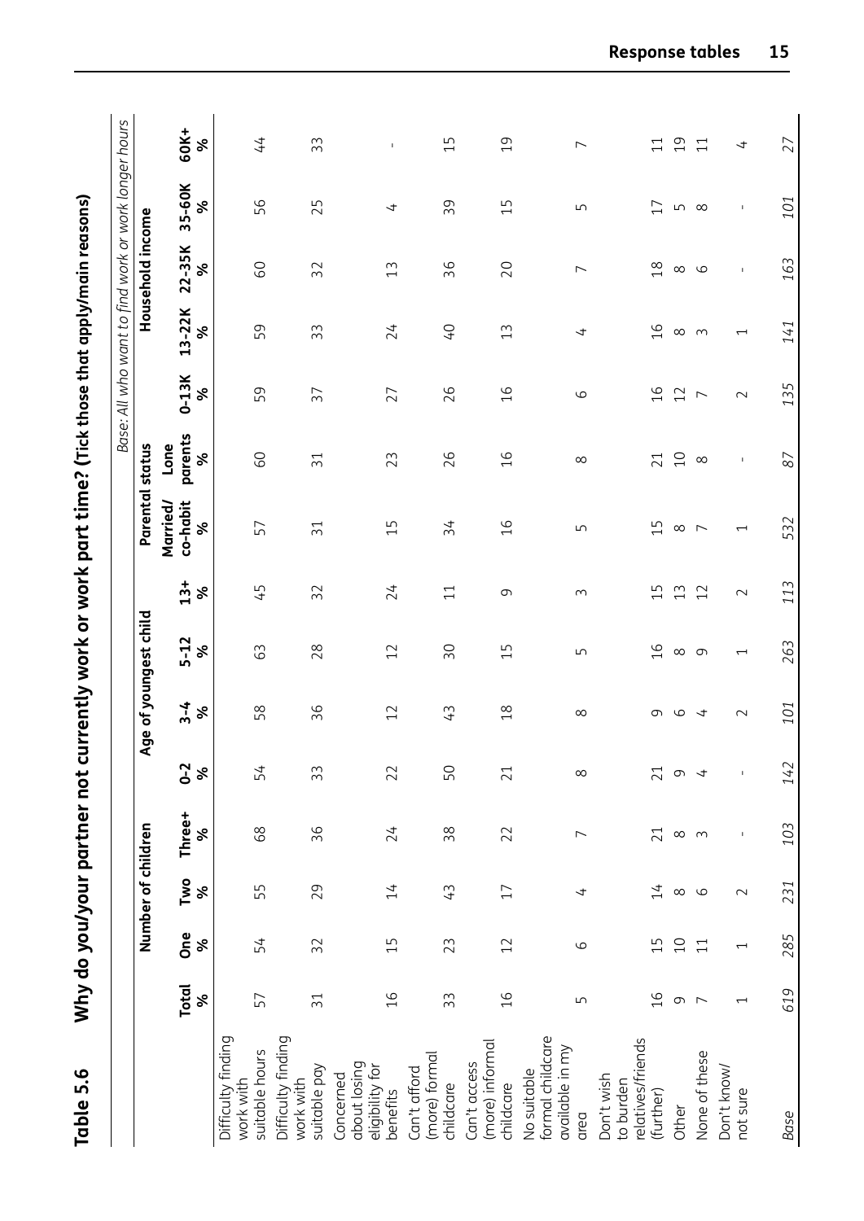**Table 5.6 Why do you/your partner not currently work or work part time? (Tick those that apply/main reasons)**

*Base: All who want to find work or work longer hours*

| | Total | Number of children | | | Age of youngest child | | | | Parental status | | Household income | | | | |
|---|---|---|---|---|---|---|---|---|---|---|---|---|---|---|---|
| | | One | Two | Three+ | 0-2 | 3-4 | 5-12 | 13+ | Married/ co-habit | Lone parents | 0-13K | 13-22K | 22-35K | 35-60K | 60K+ |
| | % | % | % | % | % | % | % | % | % | % | % | % | % | % | % |
| Difficulty finding work with suitable hours | 57 | 54 | 55 | 68 | 54 | 58 | 63 | 45 | 57 | 60 | 59 | 59 | 60 | 56 | 44 |
| Difficulty finding work with suitable pay | 31 | 32 | 29 | 36 | 33 | 36 | 28 | 32 | 31 | 31 | 37 | 33 | 32 | 25 | 33 |
| Concerned about losing eligibility for benefits | 16 | 15 | 14 | 24 | 22 | 12 | 12 | 24 | 15 | 23 | 27 | 24 | 13 | 4 | - |
| Can't afford (more) formal childcare | 33 | 23 | 43 | 38 | 50 | 43 | 30 | 11 | 34 | 26 | 26 | 40 | 36 | 39 | 15 |
| Can't access (more) informal childcare | 16 | 12 | 17 | 22 | 21 | 18 | 15 | 9 | 16 | 16 | 16 | 13 | 20 | 15 | 19 |
| No suitable formal childcare available in my area | 5 | 6 | 4 | 7 | 8 | 8 | 5 | 3 | 5 | 8 | 6 | 4 | 7 | 5 | 7 |
| Don't wish to burden relatives/friends (further) | 16 | 15 | 14 | 21 | 21 | 9 | 16 | 15 | 15 | 21 | 16 | 16 | 18 | 17 | 11 |
| Other | 9 | 10 | 8 | 8 | 9 | 6 | 8 | 13 | 8 | 10 | 12 | 8 | 8 | 5 | 19 |
| None of these | 7 | 11 | 6 | 3 | 4 | 4 | 9 | 12 | 7 | 8 | 7 | 3 | 6 | 8 | 11 |
| Don't know/ not sure | 1 | 1 | 2 | - | - | 2 | 1 | 2 | 1 | - | 2 | 1 | - | - | 4 |
| *Base* | *619* | *285* | *231* | *103* | *142* | *101* | *263* | *113* | *532* | *87* | *135* | *141* | *163* | *101* | *27* |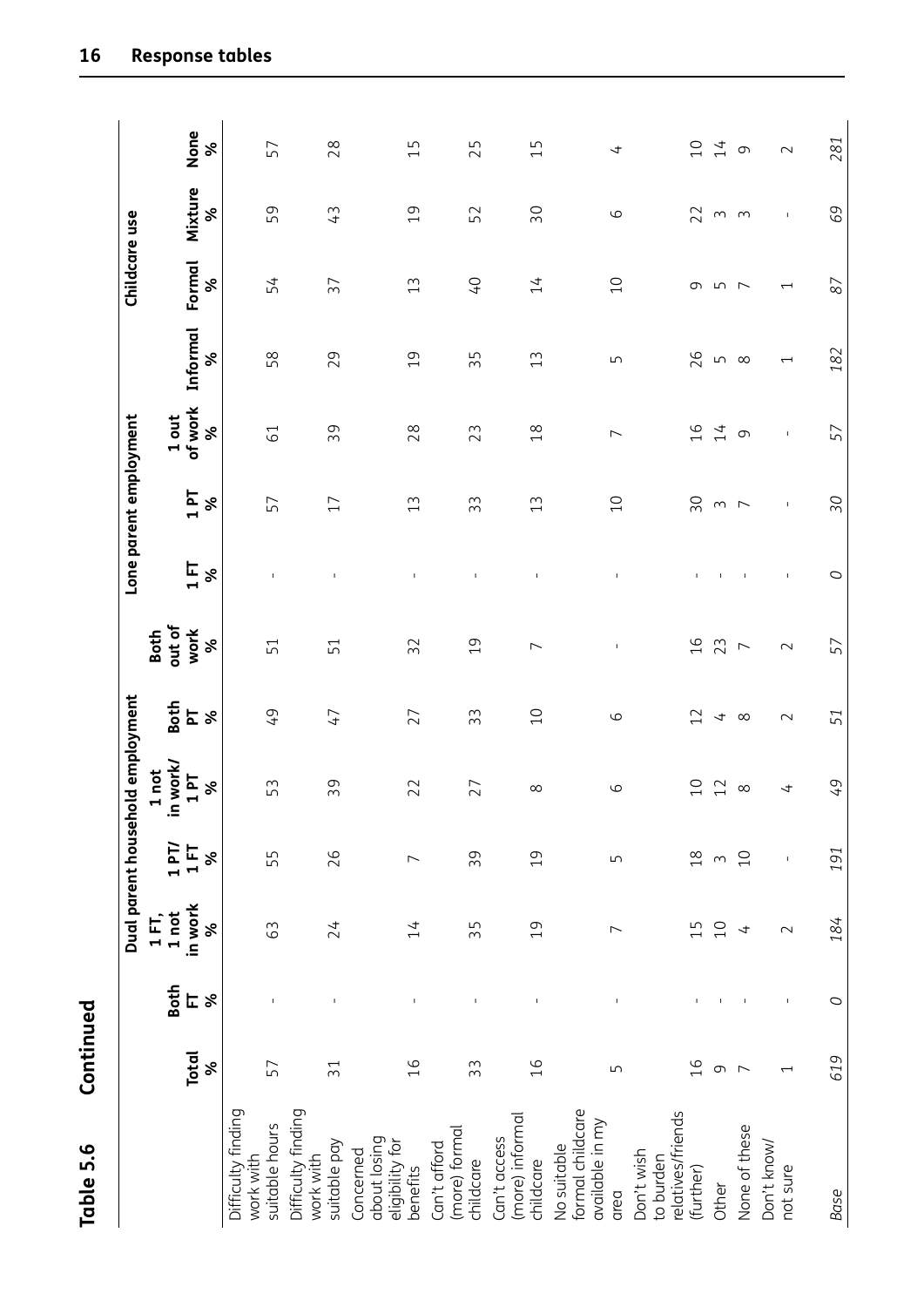## Table 5.6 Continued

| | Total | Dual parent household employment | | | | | | Lone parent employment | | | Childcare use | | | |
|---|---|---|---|---|---|---|---|---|---|---|---|---|---|---|
| | | Both FT | 1 FT, 1 not in work | 1 PT/ 1 FT | 1 not in work/ 1 PT | Both PT | Both out of work | 1 FT | 1 PT | 1 out of work | Informal | Formal | Mixture | None |
| | % | % | % | % | % | % | % | % | % | % | % | % | % | % |
| Difficulty finding work with suitable hours | 57 | - | 63 | 55 | 53 | 49 | 51 | - | 57 | 61 | 58 | 54 | 59 | 57 |
| Difficulty finding work with suitable pay | 31 | - | 24 | 26 | 39 | 47 | 51 | - | 17 | 39 | 29 | 37 | 43 | 28 |
| Concerned about losing eligibility for benefits | 16 | - | 14 | 7 | 22 | 27 | 32 | - | 13 | 28 | 19 | 13 | 19 | 15 |
| Can't afford (more) formal childcare | 33 | - | 35 | 39 | 27 | 33 | 19 | - | 33 | 23 | 35 | 40 | 52 | 25 |
| Can't access (more) informal childcare | 16 | - | 19 | 19 | 8 | 10 | 7 | - | 13 | 18 | 13 | 14 | 30 | 15 |
| No suitable formal childcare available in my area | 5 | - | 7 | 5 | 6 | 6 | - | - | 10 | 7 | 5 | 10 | 6 | 4 |
| Don't wish to burden relatives/friends (further) | 16 | - | 15 | 18 | 10 | 12 | 16 | - | 30 | 16 | 26 | 9 | 22 | 10 |
| Other | 9 | - | 10 | 3 | 12 | 4 | 23 | - | 3 | 14 | 5 | 5 | 3 | 14 |
| None of these | 7 | - | 4 | 10 | 8 | 8 | 7 | - | 7 | 9 | 8 | 7 | 3 | 9 |
| Don't know/ not sure | 1 | - | 2 | - | 4 | 2 | 2 | - | - | - | 1 | 1 | - | 2 |
| *Base* | *619* | *0* | *184* | *191* | *49* | *51* | *57* | *0* | *30* | *57* | *182* | *87* | *69* | *281* |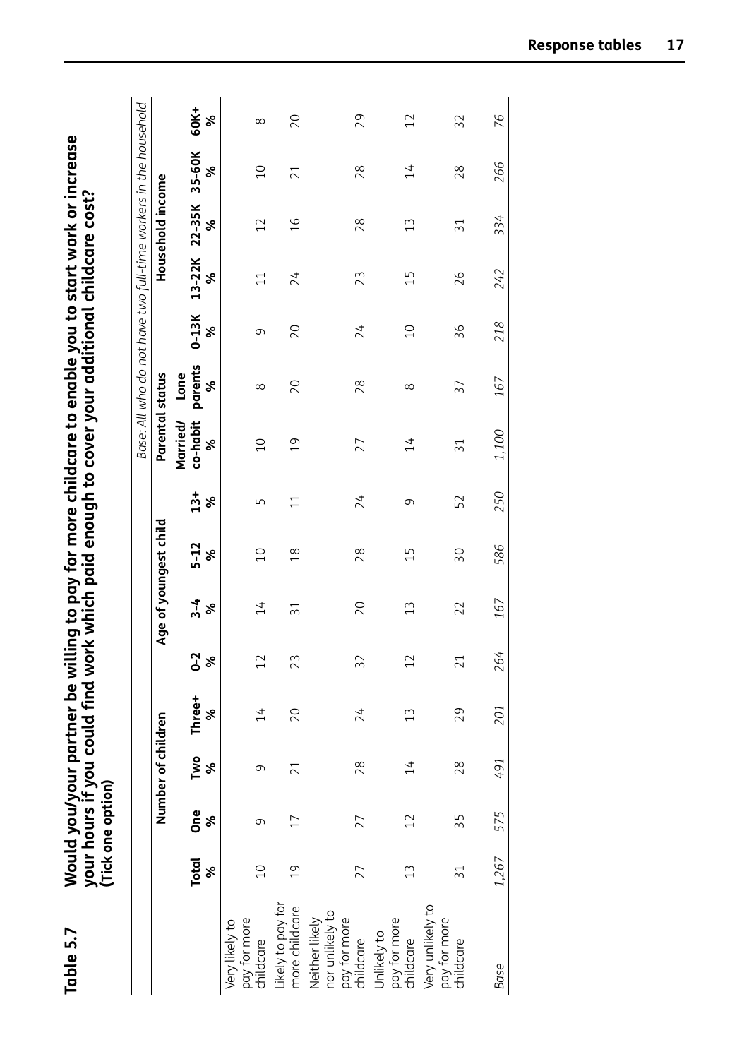**Table 5.7** **Would you/your partner be willing to pay for more childcare to enable you to start work or increase your hours if you could find work which paid enough to cover your additional childcare cost?**
**(Tick one option)**

*Base: All who do not have two full-time workers in the household*

| | Total | Number of children | | | Age of youngest child | | | | Parental status | | Household income | | | | |
|---|---|---|---|---|---|---|---|---|---|---|---|---|---|---|---|
| | | One | Two | Three+ | 0-2 | 3-4 | 5-12 | 13+ | Married/ co-habit | Lone parents | 0-13K | 13-22K | 22-35K | 35-60K | 60K+ |
| | % | % | % | % | % | % | % | % | % | % | % | % | % | % | % |
| Very likely to pay for more childcare | 10 | 9 | 9 | 14 | 12 | 14 | 10 | 5 | 10 | 8 | 9 | 11 | 12 | 10 | 8 |
| Likely to pay for more childcare | 19 | 17 | 21 | 20 | 23 | 31 | 18 | 11 | 19 | 20 | 20 | 24 | 16 | 21 | 20 |
| Neither likely nor unlikely to pay for more childcare | 27 | 27 | 28 | 24 | 32 | 20 | 28 | 24 | 27 | 28 | 24 | 23 | 28 | 28 | 29 |
| Unlikely to pay for more childcare | 13 | 12 | 14 | 13 | 12 | 13 | 15 | 9 | 14 | 8 | 10 | 15 | 13 | 14 | 12 |
| Very unlikely to pay for more childcare | 31 | 35 | 28 | 29 | 21 | 22 | 30 | 52 | 31 | 37 | 36 | 26 | 31 | 28 | 32 |
| *Base* | *1,267* | *575* | *491* | *201* | *264* | *167* | *586* | *250* | *1,100* | *167* | *218* | *242* | *334* | *266* | *76* |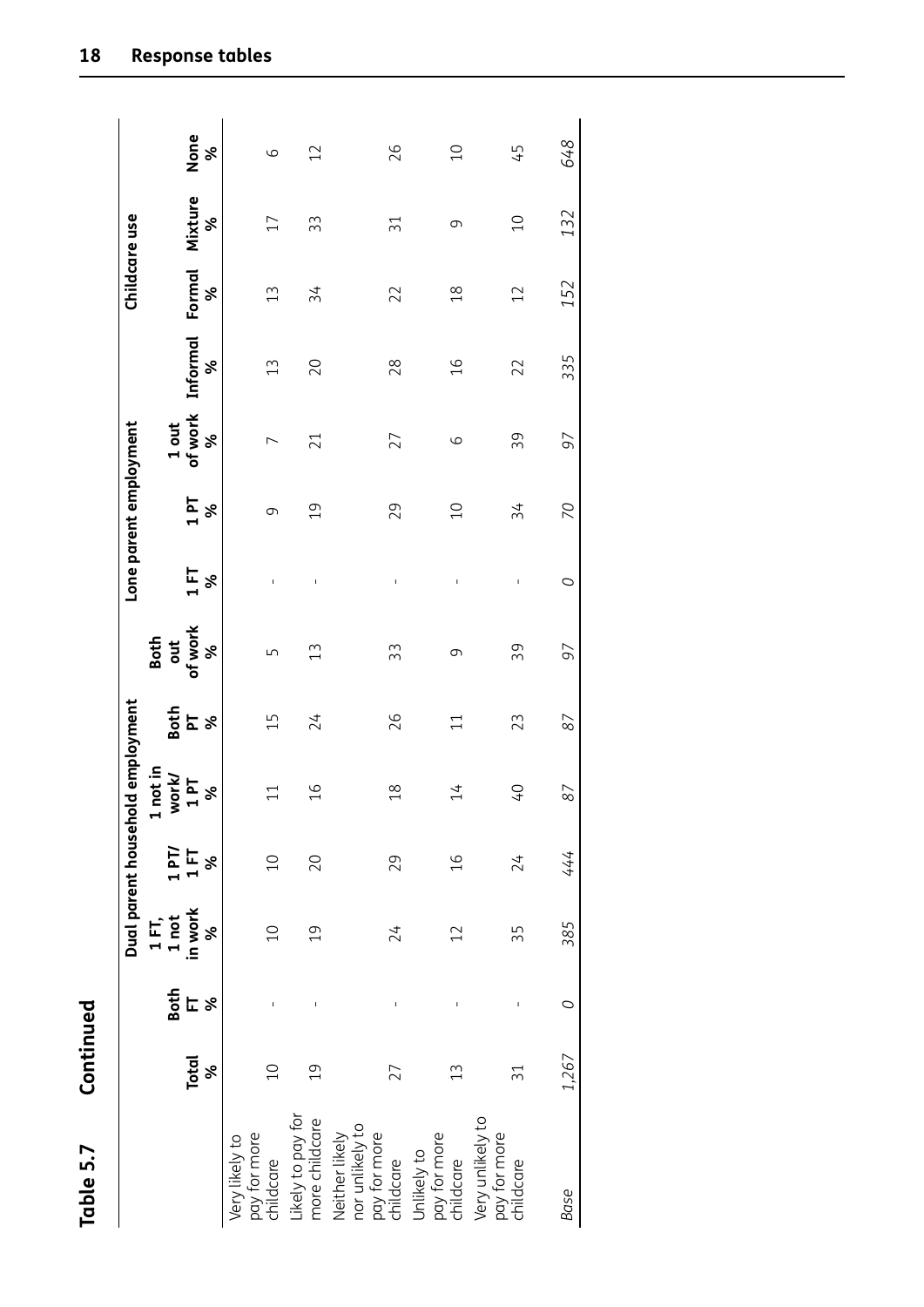## Table 5.7 Continued

| | Total | Dual parent household employment | | | | | | Lone parent employment | | | Childcare use | | | |
|---|---|---|---|---|---|---|---|---|---|---|---|---|---|---|
| | Total % | Both FT % | 1 FT, 1 not in work % | 1 PT/ 1 FT % | 1 not in work/ 1 PT % | Both PT % | Both out of work % | 1 FT % | 1 PT % | 1 out of work % | Informal % | Formal % | Mixture % | None % |
| Very likely to pay for more childcare | 10 | - | 10 | 10 | 11 | 15 | 5 | - | 9 | 7 | 13 | 13 | 17 | 6 |
| Likely to pay for more childcare | 19 | - | 19 | 20 | 16 | 24 | 13 | - | 19 | 21 | 20 | 34 | 33 | 12 |
| Neither likely nor unlikely to pay for more childcare | 27 | - | 24 | 29 | 18 | 26 | 33 | - | 29 | 27 | 28 | 22 | 31 | 26 |
| Unlikely to pay for more childcare | 13 | - | 12 | 16 | 14 | 11 | 9 | - | 10 | 6 | 16 | 18 | 9 | 10 |
| Very unlikely to pay for more childcare | 31 | - | 35 | 24 | 40 | 23 | 39 | - | 34 | 39 | 22 | 12 | 10 | 45 |
| *Base* | *1,267* | *0* | *385* | *444* | *87* | *87* | *97* | *0* | *70* | *97* | *335* | *152* | *132* | *648* |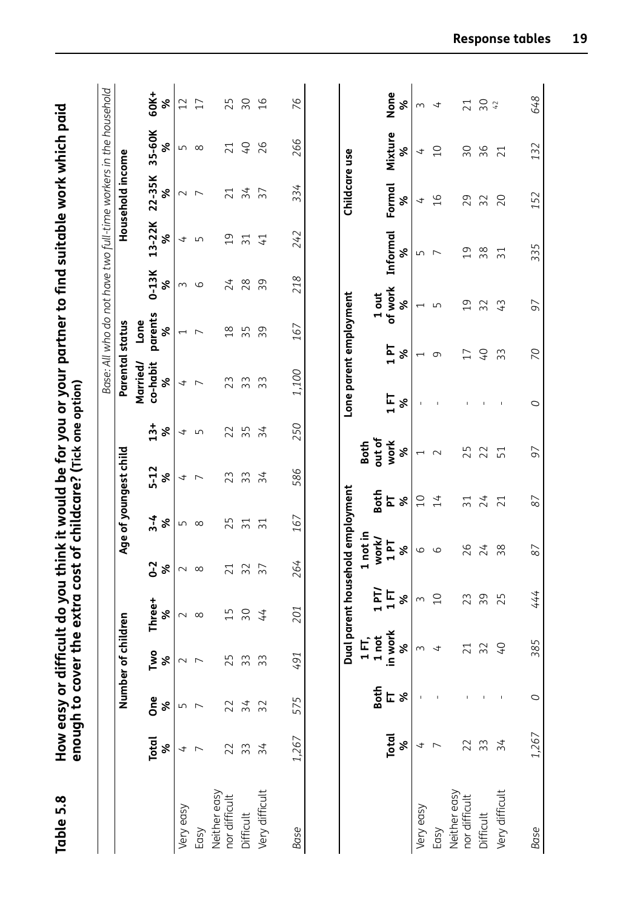**Table 5.8 How easy or difficult do you think it would be for you or your partner to find suitable work which paid enough to cover the extra cost of childcare? (Tick one option)**

*Base: All who do not have two full-time workers in the household*

| | Total | Number of children | | | Age of youngest child | | | | Parental status | | Household income | | | | |
|---|---|---|---|---|---|---|---|---|---|---|---|---|---|---|---|
| | | One | Two | Three+ | 0-2 | 3-4 | 5-12 | 13+ | Married/ co-habit | Lone parents | 0-13K | 13-22K | 22-35K | 35-60K | 60K+ |
| | % | % | % | % | % | % | % | % | % | % | % | % | % | % | % |
| Very easy | 4 | 5 | 2 | 2 | 2 | 5 | 4 | 4 | 4 | 1 | 3 | 4 | 2 | 5 | 12 |
| Easy | 7 | 7 | 7 | 8 | 8 | 8 | 7 | 5 | 7 | 7 | 6 | 5 | 7 | 8 | 17 |
| Neither easy nor difficult | 22 | 22 | 25 | 15 | 21 | 25 | 23 | 22 | 23 | 18 | 24 | 19 | 21 | 21 | 25 |
| Difficult | 33 | 34 | 33 | 30 | 32 | 31 | 33 | 35 | 33 | 35 | 28 | 31 | 34 | 40 | 30 |
| Very difficult | 34 | 32 | 33 | 44 | 37 | 31 | 34 | 34 | 33 | 39 | 39 | 41 | 37 | 26 | 16 |
| *Base* | *1,267* | *575* | *491* | *201* | *264* | *167* | *586* | *250* | *1,100* | *167* | *218* | *242* | *334* | *266* | *76* |

| | Total | Dual parent household employment | | | | | | Lone parent employment | | | Childcare use | | | |
|---|---|---|---|---|---|---|---|---|---|---|---|---|---|---|
| | | Both FT | 1 FT, 1 not in work | 1 PT/ 1 FT | 1 not in work/ 1 PT | Both PT | Both out of work | 1 FT | 1 PT | 1 out of work | Informal | Formal | Mixture | None |
| | % | % | % | % | % | % | % | % | % | % | % | % | % | % |
| Very easy | 4 | - | 3 | 3 | 6 | 10 | 1 | - | 1 | 1 | 5 | 4 | 4 | 3 |
| Easy | 7 | - | 4 | 10 | 6 | 14 | 2 | - | 9 | 5 | 7 | 16 | 10 | 4 |
| Neither easy nor difficult | 22 | - | 21 | 23 | 26 | 31 | 25 | - | 17 | 19 | 19 | 29 | 30 | 21 |
| Difficult | 33 | - | 32 | 39 | 24 | 24 | 22 | - | 40 | 32 | 38 | 32 | 36 | 30 |
| Very difficult | 34 | - | 40 | 25 | 38 | 21 | 51 | - | 33 | 43 | 31 | 20 | 21 | 42 |
| *Base* | *1,267* | *0* | *385* | *444* | *87* | *87* | *97* | *0* | *70* | *97* | *335* | *152* | *132* | *648* |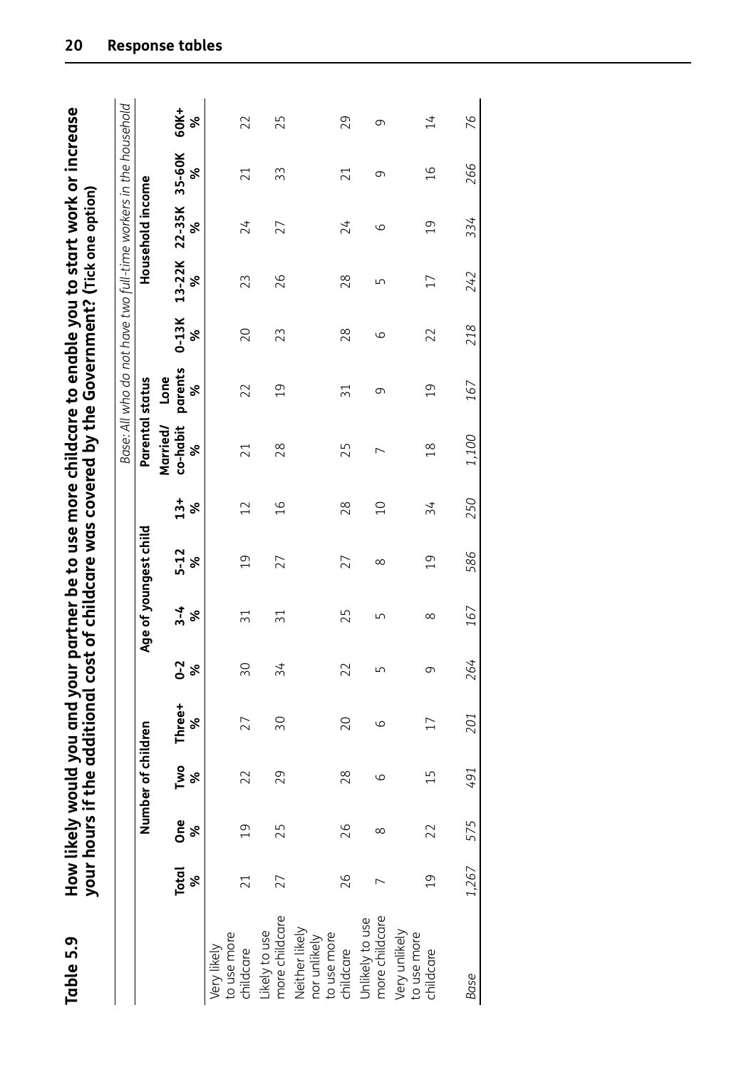**Table 5.9** **How likely would you and your partner be to use more childcare to enable you to start work or increase your hours if the additional cost of childcare was covered by the Government? (Tick one option)**

*Base: All who do not have two full-time workers in the household*

| | Total | Number of children | | | Age of youngest child | | | | Parental status | | Household income | | | | |
|---|---|---|---|---|---|---|---|---|---|---|---|---|---|---|---|
| | Total % | One % | Two % | Three+ % | 0-2 % | 3-4 % | 5-12 % | 13+ % | Married/ co-habit % | Lone parents % | 0-13K % | 13-22K % | 22-35K % | 35-60K % | 60K+ % |
| Very likely to use more childcare | 21 | 19 | 22 | 27 | 30 | 31 | 19 | 12 | 21 | 22 | 20 | 23 | 24 | 21 | 22 |
| Likely to use more childcare | 27 | 25 | 29 | 30 | 34 | 31 | 27 | 16 | 28 | 19 | 23 | 26 | 27 | 33 | 25 |
| Neither likely nor unlikely to use more childcare | 26 | 26 | 28 | 20 | 22 | 25 | 27 | 28 | 25 | 31 | 28 | 28 | 24 | 21 | 29 |
| Unlikely to use more childcare | 7 | 8 | 6 | 6 | 5 | 5 | 8 | 10 | 7 | 9 | 6 | 5 | 6 | 9 | 9 |
| Very unlikely to use more childcare | 19 | 22 | 15 | 17 | 9 | 8 | 19 | 34 | 18 | 19 | 22 | 17 | 19 | 16 | 14 |
| *Base* | *1,267* | *575* | *491* | *201* | *264* | *167* | *586* | *250* | *1,100* | *167* | *218* | *242* | *334* | *266* | *76* |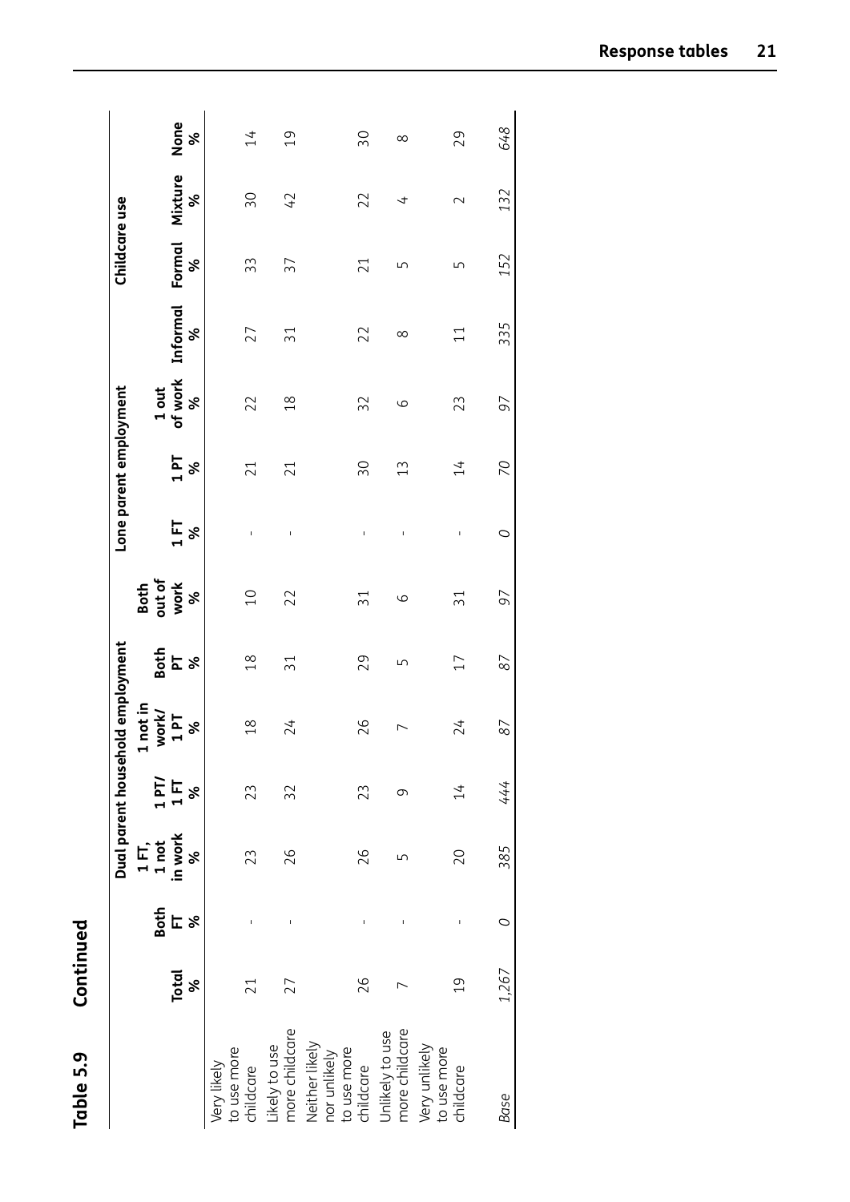**Table 5.9 Continued**

| | Total | Dual parent household employment | | | | | | Lone parent employment | | | Childcare use | | | |
|---|---|---|---|---|---|---|---|---|---|---|---|---|---|---|
| | Total % | Both FT % | 1 FT, 1 not in work % | 1 PT/ 1 FT % | 1 not in work/ 1 PT % | Both PT % | Both out of work % | 1 FT % | 1 PT % | 1 out of work % | Informal % | Formal % | Mixture % | None % |
| Very likely to use more childcare | 21 | - | 23 | 23 | 18 | 18 | 10 | - | 21 | 22 | 27 | 33 | 30 | 14 |
| Likely to use more childcare | 27 | - | 26 | 32 | 24 | 31 | 22 | - | 21 | 18 | 31 | 37 | 42 | 19 |
| Neither likely nor unlikely to use more childcare | 26 | - | 26 | 23 | 26 | 29 | 31 | - | 30 | 32 | 22 | 21 | 22 | 30 |
| Unlikely to use more childcare | 7 | - | 5 | 9 | 7 | 5 | 6 | - | 13 | 6 | 8 | 5 | 4 | 8 |
| Very unlikely to use more childcare | 19 | - | 20 | 14 | 24 | 17 | 31 | - | 14 | 23 | 11 | 5 | 2 | 29 |
| *Base* | *1,267* | *0* | *385* | *444* | *87* | *87* | *97* | *0* | *70* | *97* | *335* | *152* | *132* | *648* |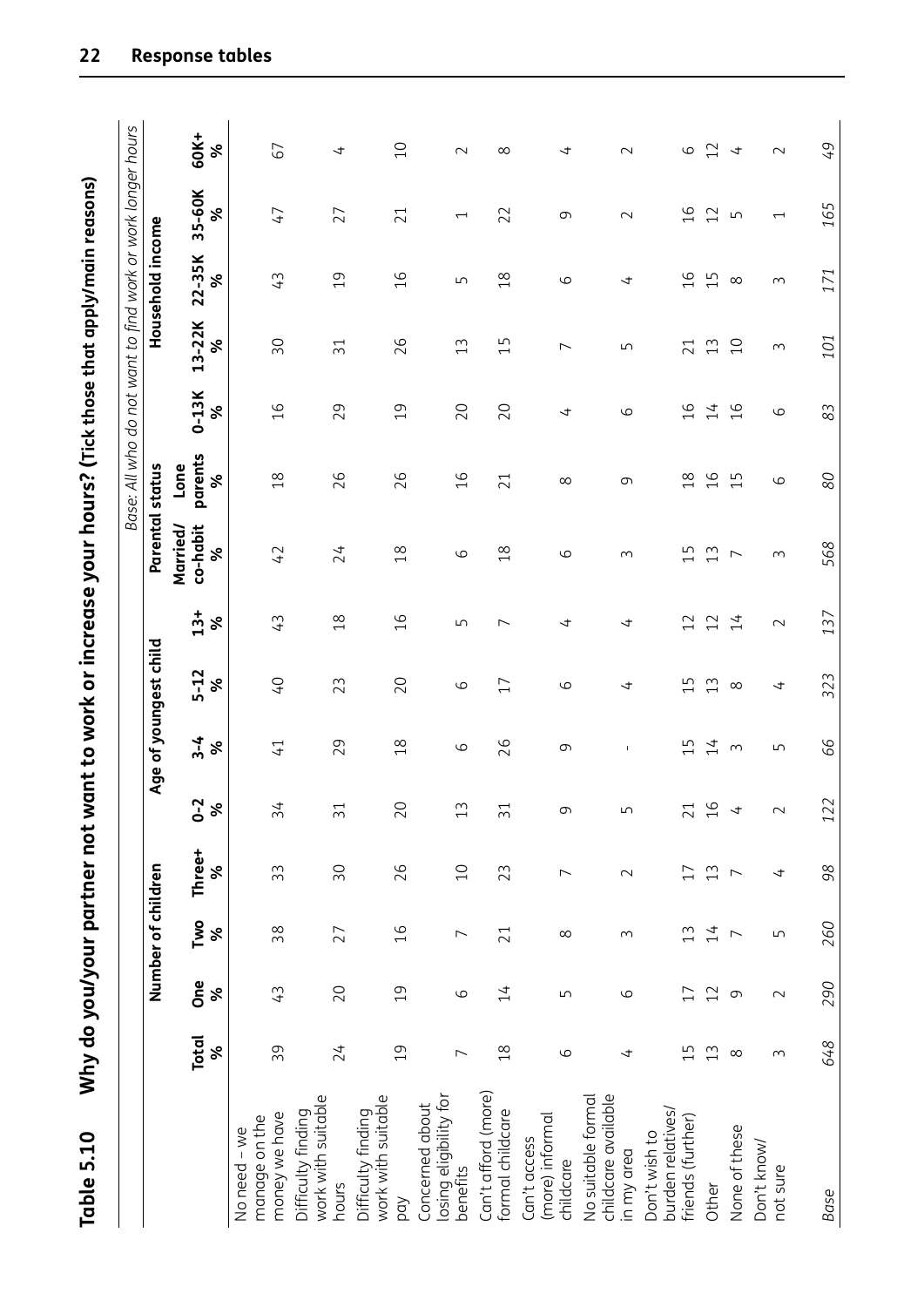## Table 5.10 Why do you/your partner not want to work or increase your hours? (Tick those that apply/main reasons)

*Base: All who do not want to find work or work longer hours*

| | Total | Number of children | | | Age of youngest child | | | | Parental status | | Household income | | | | |
|---|---|---|---|---|---|---|---|---|---|---|---|---|---|---|---|
| | | One | Two | Three+ | 0-2 | 3-4 | 5-12 | 13+ | Married/ co-habit | Lone parents | 0-13K | 13-22K | 22-35K | 35-60K | 60K+ |
| | % | % | % | % | % | % | % | % | % | % | % | % | % | % | % |
| No need – we manage on the money we have | 39 | 43 | 38 | 33 | 34 | 41 | 40 | 43 | 42 | 18 | 16 | 30 | 43 | 47 | 67 |
| Difficulty finding work with suitable hours | 24 | 20 | 27 | 30 | 31 | 29 | 23 | 18 | 24 | 26 | 29 | 31 | 19 | 27 | 4 |
| Difficulty finding work with suitable pay | 19 | 19 | 16 | 26 | 20 | 18 | 20 | 16 | 18 | 26 | 19 | 26 | 16 | 21 | 10 |
| Concerned about losing eligibility for benefits | 7 | 6 | 7 | 10 | 13 | 6 | 6 | 5 | 6 | 16 | 20 | 13 | 5 | 1 | 2 |
| Can't afford (more) formal childcare | 18 | 14 | 21 | 23 | 31 | 26 | 17 | 7 | 18 | 21 | 20 | 15 | 18 | 22 | 8 |
| Can't access (more) informal childcare | 6 | 5 | 8 | 7 | 9 | 9 | 6 | 4 | 6 | 8 | 4 | 7 | 6 | 9 | 4 |
| No suitable formal childcare available in my area | 4 | 6 | 3 | 2 | 5 | - | 4 | 4 | 3 | 9 | 6 | 5 | 4 | 2 | 2 |
| Don't wish to burden relatives/ friends (further) | 15 | 17 | 13 | 17 | 21 | 15 | 15 | 12 | 15 | 18 | 16 | 21 | 16 | 16 | 6 |
| Other | 13 | 12 | 14 | 13 | 16 | 14 | 13 | 12 | 13 | 16 | 14 | 13 | 15 | 12 | 12 |
| None of these | 8 | 9 | 7 | 7 | 4 | 3 | 8 | 14 | 7 | 15 | 16 | 10 | 8 | 5 | 4 |
| Don't know/ not sure | 3 | 2 | 5 | 4 | 2 | 5 | 4 | 2 | 3 | 6 | 6 | 3 | 3 | 1 | 2 |
| *Base* | *648* | *290* | *260* | *98* | *122* | *66* | *323* | *137* | *568* | *80* | *83* | *101* | *171* | *165* | *49* |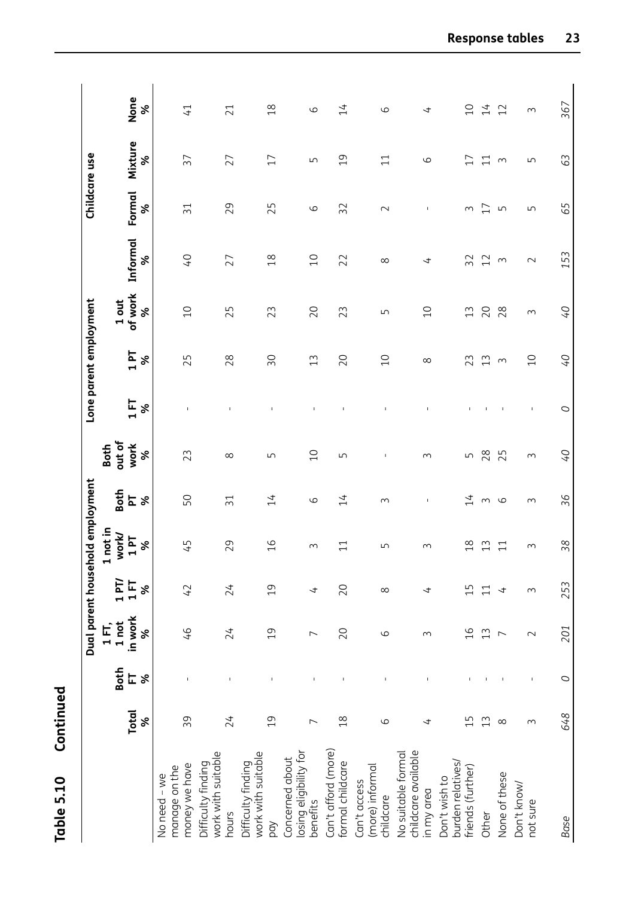## Table 5.10 Continued

| | Total | Dual parent household employment | | | | | | Lone parent employment | | | Childcare use | | | |
|---|---|---|---|---|---|---|---|---|---|---|---|---|---|---|
| | | Both FT | 1 FT, 1 not in work | 1 PT/ 1 FT | 1 not in work/ 1 PT | Both PT | Both out of work | 1 FT | 1 PT | 1 out of work | Informal | Formal | Mixture | None |
| | % | % | % | % | % | % | % | % | % | % | % | % | % | % |
| No need – we manage on the money we have | 39 | - | 46 | 42 | 45 | 50 | 23 | - | 25 | 10 | 40 | 31 | 37 | 41 |
| Difficulty finding work with suitable hours | 24 | - | 24 | 24 | 29 | 31 | 8 | - | 28 | 25 | 27 | 29 | 27 | 21 |
| Difficulty finding work with suitable pay | 19 | - | 19 | 19 | 16 | 14 | 5 | - | 30 | 23 | 18 | 25 | 17 | 18 |
| Concerned about losing eligibility for benefits | 7 | - | 7 | 4 | 3 | 6 | 10 | - | 13 | 20 | 10 | 6 | 5 | 6 |
| Can't afford (more) formal childcare | 18 | - | 20 | 20 | 11 | 14 | 5 | - | 20 | 23 | 22 | 32 | 19 | 14 |
| Can't access (more) informal childcare | 6 | - | 6 | 8 | 5 | 3 | - | - | 10 | 5 | 8 | 2 | 11 | 6 |
| No suitable formal childcare available in my area | 4 | - | 3 | 4 | 3 | - | 3 | - | 8 | 10 | 4 | - | 6 | 4 |
| Don't wish to burden relatives/ friends (further) | 15 | - | 16 | 15 | 18 | 14 | 5 | - | 23 | 13 | 32 | 3 | 17 | 10 |
| Other | 13 | - | 13 | 11 | 13 | 3 | 28 | - | 13 | 20 | 12 | 17 | 11 | 14 |
| None of these | 8 | - | 7 | 4 | 11 | 6 | 25 | - | 3 | 28 | 3 | 5 | 3 | 12 |
| Don't know/ not sure | 3 | - | 2 | 3 | 3 | 3 | 3 | - | 10 | 3 | 2 | 5 | 5 | 3 |
| *Base* | *648* | *0* | *201* | *253* | *38* | *36* | *40* | *0* | *40* | *40* | *153* | *65* | *63* | *367* |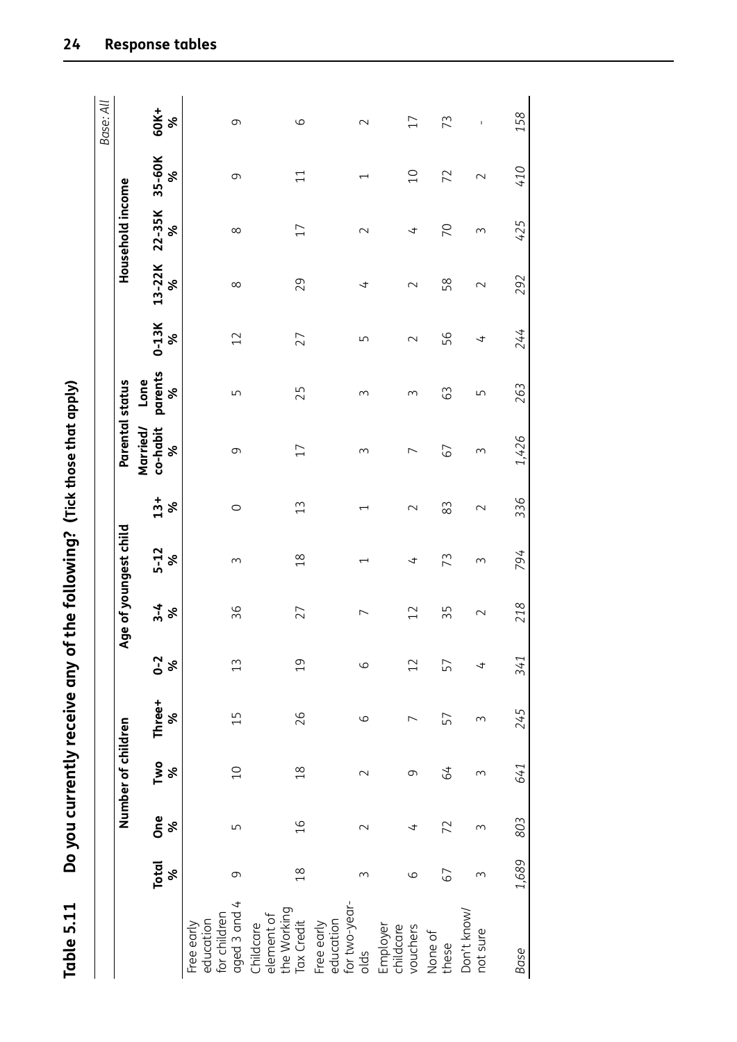## Table 5.11 Do you currently receive any of the following? (Tick those that apply)

*Base: All*

| | Total | Number of children | | | Age of youngest child | | | | Parental status | | Household income | | | | |
|---|---|---|---|---|---|---|---|---|---|---|---|---|---|---|---|
| | | One | Two | Three+ | 0-2 | 3-4 | 5-12 | 13+ | Married/ co-habit | Lone parents | 0-13K | 13-22K | 22-35K | 35-60K | 60K+ |
| | % | % | % | % | % | % | % | % | % | % | % | % | % | % | % |
| Free early education for children aged 3 and 4 | 9 | 5 | 10 | 15 | 13 | 36 | 3 | 0 | 9 | 5 | 12 | 8 | 8 | 9 | 9 |
| Childcare element of the Working Tax Credit | 18 | 16 | 18 | 26 | 19 | 27 | 18 | 13 | 17 | 25 | 27 | 29 | 17 | 11 | 6 |
| Free early education for two-year-olds | 3 | 2 | 2 | 6 | 6 | 7 | 1 | 1 | 3 | 3 | 5 | 4 | 2 | 1 | 2 |
| Employer childcare vouchers | 6 | 4 | 9 | 7 | 12 | 12 | 4 | 2 | 7 | 3 | 2 | 2 | 4 | 10 | 17 |
| None of these | 67 | 72 | 64 | 57 | 57 | 35 | 73 | 83 | 67 | 63 | 56 | 58 | 70 | 72 | 73 |
| Don't know/ not sure | 3 | 3 | 3 | 3 | 4 | 2 | 3 | 2 | 3 | 5 | 4 | 2 | 3 | 2 | - |
| *Base* | *1,689* | *803* | *641* | *245* | *341* | *218* | *794* | *336* | *1,426* | *263* | *244* | *292* | *425* | *410* | *158* |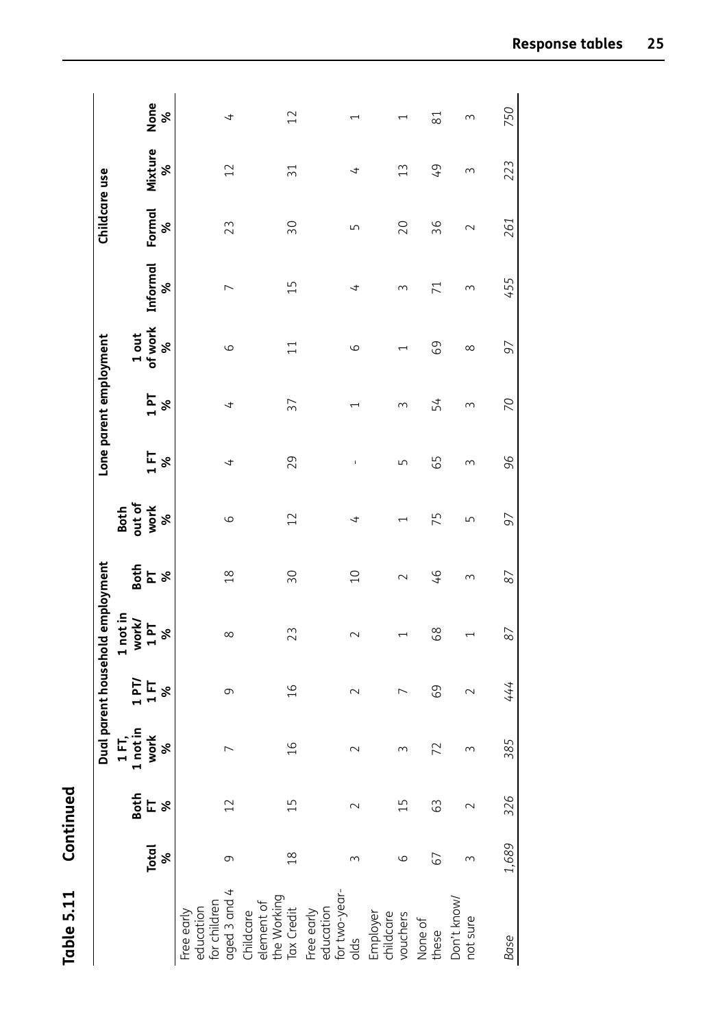## Table 5.11 Continued

| | Total | Dual parent household employment | | | | | | Lone parent employment | | | Childcare use | | | |
|---|---|---|---|---|---|---|---|---|---|---|---|---|---|---|
| | | Both FT | 1 FT, 1 not in work | 1 PT/ 1 FT | 1 not in work/ 1 PT | Both PT | Both out of work | 1 FT | 1 PT | 1 out of work | Informal | Formal | Mixture | None |
| | % | % | % | % | % | % | % | % | % | % | % | % | % | % |
| Free early education for children aged 3 and 4 | 9 | 12 | 7 | 9 | 8 | 18 | 6 | 4 | 4 | 6 | 7 | 23 | 12 | 4 |
| Childcare element of the Working Tax Credit | 18 | 15 | 16 | 16 | 23 | 30 | 12 | 29 | 37 | 11 | 15 | 30 | 31 | 12 |
| Free early education for two-year-olds | 3 | 2 | 2 | 2 | 2 | 10 | 4 | - | 1 | 6 | 4 | 5 | 4 | 1 |
| Employer childcare vouchers | 6 | 15 | 3 | 7 | 1 | 2 | 1 | 5 | 3 | 1 | 3 | 20 | 13 | 1 |
| None of these | 67 | 63 | 72 | 69 | 68 | 46 | 75 | 65 | 54 | 69 | 71 | 36 | 49 | 81 |
| Don't know/ not sure | 3 | 2 | 3 | 2 | 1 | 3 | 5 | 3 | 3 | 8 | 3 | 2 | 3 | 3 |
| *Base* | *1,689* | *326* | *385* | *444* | *87* | *87* | *97* | *96* | *70* | *97* | *455* | *261* | *223* | *750* |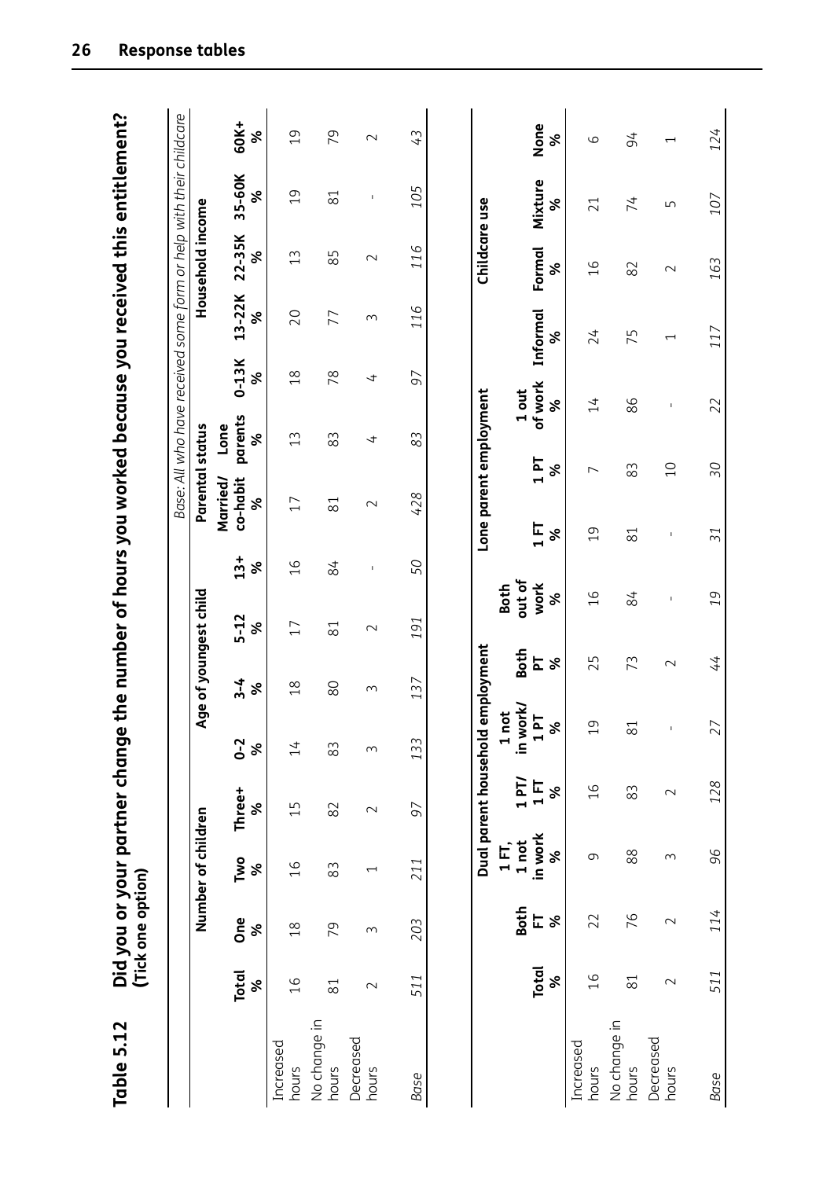## Table 5.12 Did you or your partner change the number of hours you worked because you received this entitlement?

**(Tick one option)**

*Base: All who have received some form or help with their childcare*

| | Total | Number of children | | | Age of youngest child | | | | Parental status | | Household income | | | | |
|---|---|---|---|---|---|---|---|---|---|---|---|---|---|---|---|
| | Total % | One % | Two % | Three+ % | 0-2 % | 3-4 % | 5-12 % | 13+ % | Married/ co-habit % | Lone parents % | 0-13K % | 13-22K % | 22-35K % | 35-60K % | 60K+ % |
| Increased hours | 16 | 18 | 16 | 15 | 14 | 18 | 17 | 16 | 17 | 13 | 18 | 20 | 13 | 19 | 19 |
| No change in hours | 81 | 79 | 83 | 82 | 83 | 80 | 81 | 84 | 81 | 83 | 78 | 77 | 85 | 81 | 79 |
| Decreased hours | 2 | 3 | 1 | 2 | 3 | 3 | 2 | - | 2 | 4 | 4 | 3 | 2 | - | 2 |
| *Base* | *511* | *203* | *211* | *97* | *133* | *137* | *191* | *50* | *428* | *83* | *97* | *116* | *116* | *105* | *43* |

| | Total | Dual parent household employment | | | | | | Lone parent employment | | | Childcare use | | | |
|---|---|---|---|---|---|---|---|---|---|---|---|---|---|---|
| | Total % | Both FT % | 1 FT, 1 not in work % | 1 PT/ 1 FT % | 1 not in work/ 1 PT % | Both PT % | Both out of work % | 1 FT % | 1 PT % | 1 out of work % | Informal % | Formal % | Mixture % | None % |
| Increased hours | 16 | 22 | 9 | 16 | 19 | 25 | 16 | 19 | 7 | 14 | 24 | 16 | 21 | 6 |
| No change in hours | 81 | 76 | 88 | 83 | 81 | 73 | 84 | 81 | 83 | 86 | 75 | 82 | 74 | 94 |
| Decreased hours | 2 | 2 | 3 | 2 | - | 2 | - | - | 10 | - | 1 | 2 | 5 | 1 |
| *Base* | *511* | *114* | *96* | *128* | *27* | *44* | *19* | *31* | *30* | *22* | *117* | *163* | *107* | *124* |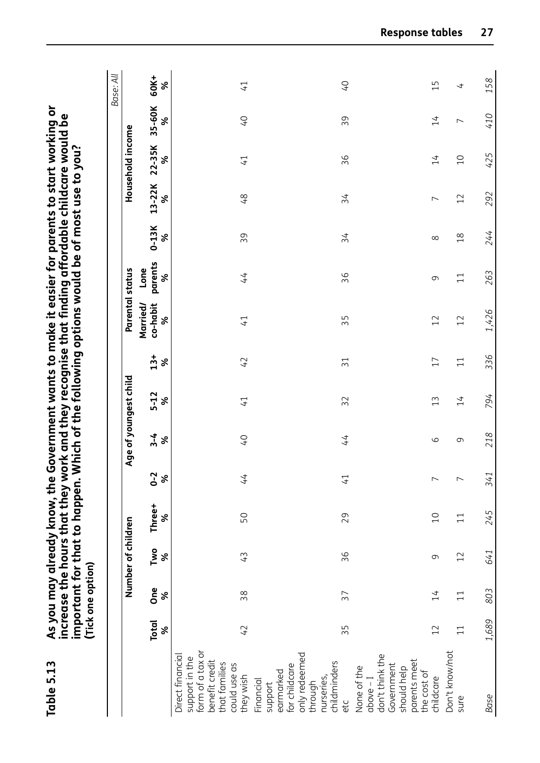## Table 5.13 As you may already know, the Government wants to make it easier for parents to start working or increase the hours that they work and they recognise that finding affordable childcare would be important for that to happen. Which of the following options would be of most use to you? (Tick one option)

*Base: All*

| | Total | Number of children | | | Age of youngest child | | | | Parental status | | Household income | | | | |
|---|---|---|---|---|---|---|---|---|---|---|---|---|---|---|---|
| | | One | Two | Three+ | 0-2 | 3-4 | 5-12 | 13+ | Married/ co-habit | Lone parents | 0-13K | 13-22K | 22-35K | 35-60K | 60K+ |
| | % | % | % | % | % | % | % | % | % | % | % | % | % | % | % |
| Direct financial support in the form of a tax or benefit credit that families could use as they wish | 42 | 38 | 43 | 50 | 44 | 40 | 41 | 42 | 41 | 44 | 39 | 48 | 41 | 40 | 41 |
| Financial support earmarked for childcare only redeemed through nurseries, childminders etc | 35 | 37 | 36 | 29 | 41 | 44 | 32 | 31 | 35 | 36 | 34 | 34 | 36 | 39 | 40 |
| None of the above – I don't think the Government should help parents meet the cost of childcare | 12 | 14 | 9 | 10 | 7 | 6 | 13 | 17 | 12 | 9 | 8 | 7 | 14 | 14 | 15 |
| Don't know/not sure | 11 | 11 | 12 | 11 | 7 | 9 | 14 | 11 | 12 | 11 | 18 | 12 | 10 | 7 | 4 |
| *Base* | *1,689* | *803* | *641* | *245* | *341* | *218* | *794* | *336* | *1,426* | *263* | *244* | *292* | *425* | *410* | *158* |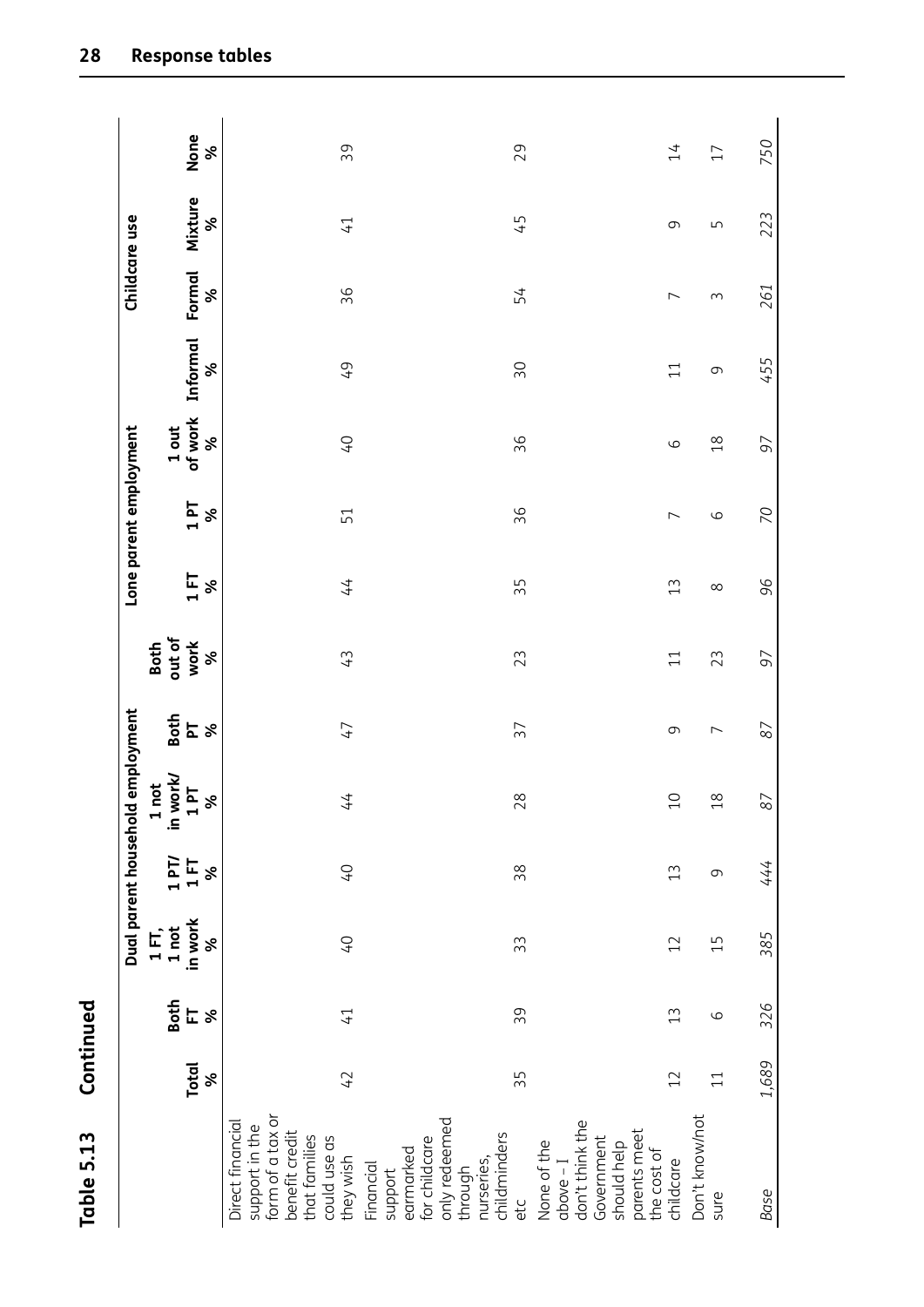## Table 5.13 Continued

| | Total | Dual parent household employment | | | | | | Lone parent employment | | | Childcare use | | | |
|---|---|---|---|---|---|---|---|---|---|---|---|---|---|---|
| | | Both FT | 1 FT, 1 not in work | 1 PT/ 1 FT | 1 not in work/ 1 PT | Both PT | Both out of work | 1 FT | 1 PT | 1 out of work | Informal | Formal | Mixture | None |
| | % | % | % | % | % | % | % | % | % | % | % | % | % | % |
| Direct financial support in the form of a tax or benefit credit that families could use as they wish | 42 | 41 | 40 | 40 | 44 | 47 | 43 | 44 | 51 | 40 | 49 | 36 | 41 | 39 |
| Financial support earmarked for childcare only redeemed through nurseries, childminders etc | 35 | 39 | 33 | 38 | 28 | 37 | 23 | 35 | 36 | 36 | 30 | 54 | 45 | 29 |
| None of the above – I don't think the Government should help parents meet the cost of childcare | 12 | 13 | 12 | 13 | 10 | 9 | 11 | 13 | 7 | 6 | 11 | 7 | 9 | 14 |
| Don't know/not sure | 11 | 6 | 15 | 9 | 18 | 7 | 23 | 8 | 6 | 18 | 9 | 3 | 5 | 17 |
| *Base* | *1,689* | *326* | *385* | *444* | *87* | *87* | *97* | *96* | *70* | *97* | *455* | *261* | *223* | *750* |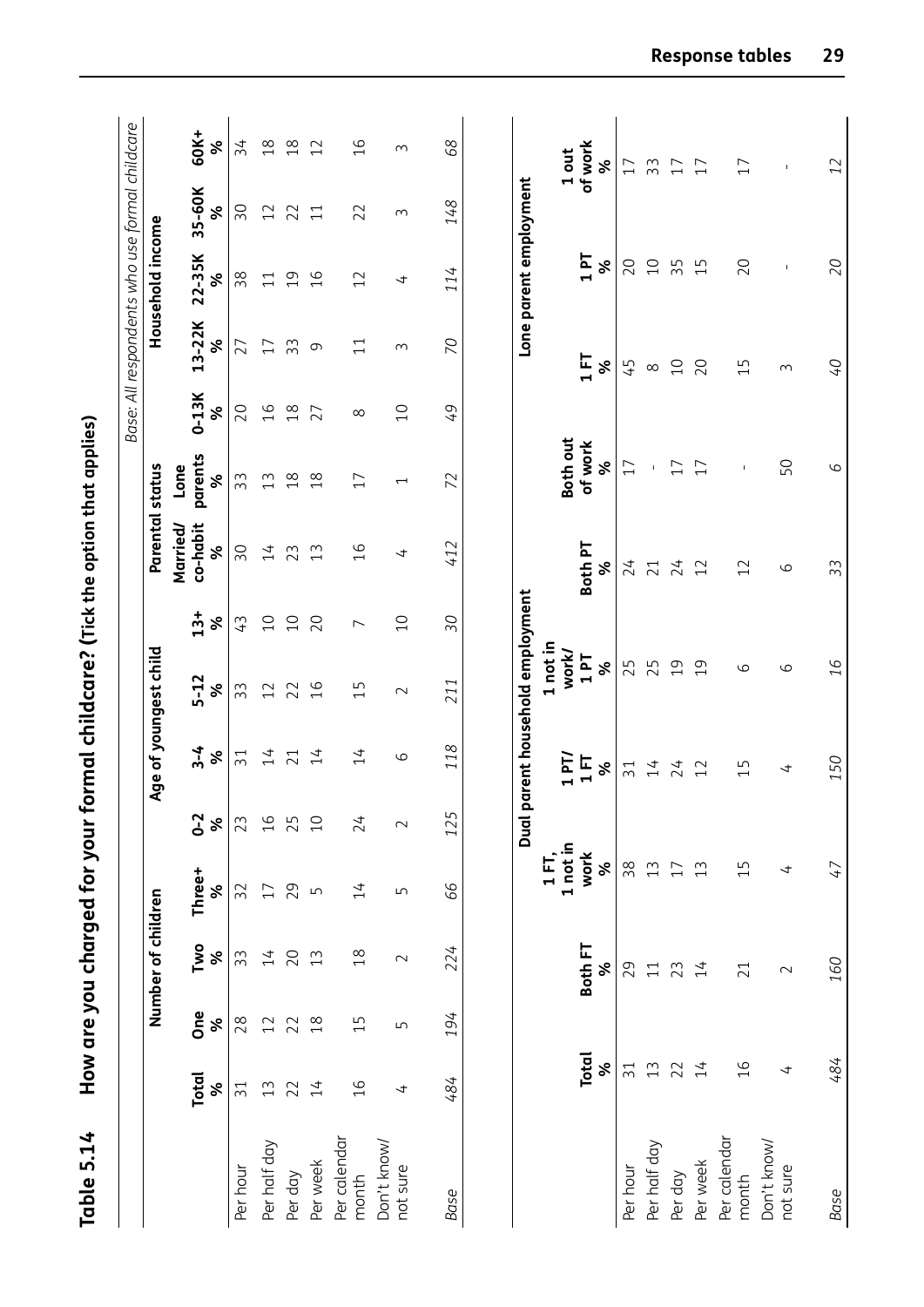## Table 5.14 How are you charged for your formal childcare? (Tick the option that applies)

*Base: All respondents who use formal childcare*

| | Total | Number of children | | | Age of youngest child | | | | Parental status | | Household income | | | | |
|---|---|---|---|---|---|---|---|---|---|---|---|---|---|---|---|
| | | One | Two | Three+ | 0-2 | 3-4 | 5-12 | 13+ | Married/ co-habit | Lone parents | 0-13K | 13-22K | 22-35K | 35-60K | 60K+ |
| | % | % | % | % | % | % | % | % | % | % | % | % | % | % | % |
| Per hour | 31 | 28 | 33 | 32 | 23 | 31 | 33 | 43 | 30 | 33 | 20 | 27 | 38 | 30 | 34 |
| Per half day | 13 | 12 | 14 | 17 | 16 | 14 | 12 | 10 | 14 | 13 | 16 | 17 | 11 | 12 | 18 |
| Per day | 22 | 22 | 20 | 29 | 25 | 21 | 22 | 10 | 23 | 18 | 18 | 33 | 19 | 22 | 18 |
| Per week | 14 | 18 | 13 | 5 | 10 | 14 | 16 | 20 | 13 | 18 | 27 | 9 | 16 | 11 | 12 |
| Per calendar month | 16 | 15 | 18 | 14 | 24 | 14 | 15 | 7 | 16 | 17 | 8 | 11 | 12 | 22 | 16 |
| Don't know/ not sure | 4 | 5 | 2 | 5 | 2 | 6 | 2 | 10 | 4 | 1 | 10 | 3 | 4 | 3 | 3 |
| *Base* | *484* | *194* | *224* | *66* | *125* | *118* | *211* | *30* | *412* | *72* | *49* | *70* | *114* | *148* | *68* |

| | Total | Dual parent household employment | | | | | Lone parent employment | | |
|---|---|---|---|---|---|---|---|---|---|
| | | Both FT | 1 FT, 1 not in work | 1 PT/ 1 FT | 1 not in work/ 1 PT | Both PT | Both out of work | 1 FT | 1 PT | 1 out of work |
| | % | % | % | % | % | % | % | % | % | % |
| Per hour | 31 | 29 | 38 | 31 | 25 | 24 | 17 | 45 | 20 | 17 |
| Per half day | 13 | 11 | 13 | 14 | 25 | 21 | - | 8 | 10 | 33 |
| Per day | 22 | 23 | 17 | 24 | 19 | 24 | 17 | 10 | 35 | 17 |
| Per week | 14 | 14 | 13 | 12 | 19 | 12 | 17 | 20 | 15 | 17 |
| Per calendar month | 16 | 21 | 15 | 15 | 6 | 12 | - | 15 | 20 | 17 |
| Don't know/ not sure | 4 | 2 | 4 | 4 | 6 | 6 | 50 | 3 | - | - |
| *Base* | *484* | *160* | *47* | *150* | *16* | *33* | *6* | *40* | *20* | *12* |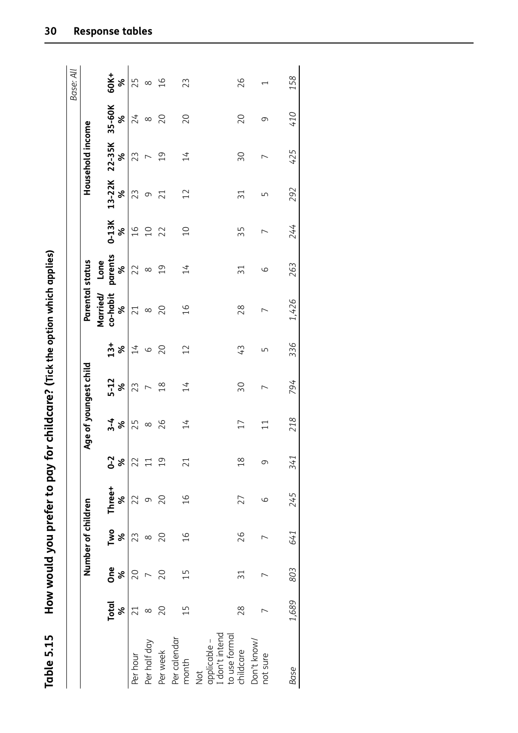## Table 5.15 How would you prefer to pay for childcare? (Tick the option which applies)

*Base: All*

| | Total | Number of children | | | Age of youngest child | | | | Parental status | | Household income | | | | |
|---|---|---|---|---|---|---|---|---|---|---|---|---|---|---|---|
| | Total | One | Two | Three+ | 0-2 | 3-4 | 5-12 | 13+ | Married/ co-habit | Lone parents | 0-13K | 13-22K | 22-35K | 35-60K | 60K+ |
| | % | % | % | % | % | % | % | % | % | % | % | % | % | % | % |
| Per hour | 21 | 20 | 23 | 22 | 22 | 25 | 23 | 14 | 21 | 22 | 16 | 23 | 23 | 24 | 25 |
| Per half day | 8 | 7 | 8 | 9 | 11 | 8 | 7 | 6 | 8 | 8 | 10 | 9 | 7 | 8 | 8 |
| Per week | 20 | 20 | 20 | 20 | 19 | 26 | 18 | 20 | 20 | 19 | 22 | 21 | 19 | 20 | 16 |
| Per calendar month | 15 | 15 | 16 | 16 | 21 | 14 | 14 | 12 | 16 | 14 | 10 | 12 | 14 | 20 | 23 |
| Not applicable – I don't intend to use formal childcare | 28 | 31 | 26 | 27 | 18 | 17 | 30 | 43 | 28 | 31 | 35 | 31 | 30 | 20 | 26 |
| Don't know/ not sure | 7 | 7 | 7 | 6 | 9 | 11 | 7 | 5 | 7 | 6 | 7 | 5 | 7 | 9 | 1 |
| *Base* | *1,689* | *803* | *641* | *245* | *341* | *218* | *794* | *336* | *1,426* | *263* | *244* | *292* | *425* | *410* | *158* |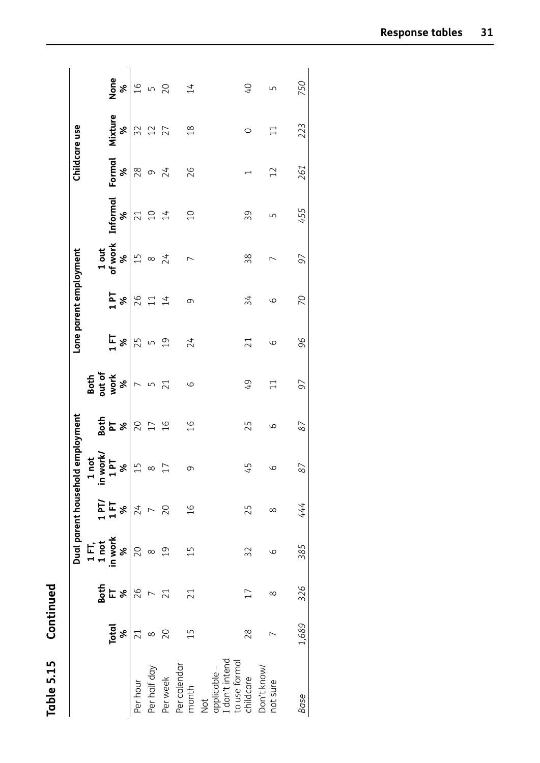# Table 5.15 Continued

| | Total | Dual parent household employment | | | | | | Lone parent employment | | | Childcare use | | | |
|---|---|---|---|---|---|---|---|---|---|---|---|---|---|---|
| | | Both FT | 1 FT, 1 not in work | 1 PT/ 1 FT | 1 not in work/ 1 PT | Both PT | Both out of work | 1 FT | 1 PT | 1 out of work | Informal | Formal | Mixture | None |
| | % | % | % | % | % | % | % | % | % | % | % | % | % | % |
| Per hour | 21 | 26 | 20 | 24 | 15 | 20 | 7 | 25 | 26 | 15 | 21 | 28 | 32 | 16 |
| Per half day | 8 | 7 | 8 | 7 | 8 | 17 | 5 | 5 | 11 | 8 | 10 | 9 | 12 | 5 |
| Per week | 20 | 21 | 19 | 20 | 17 | 16 | 21 | 19 | 14 | 24 | 14 | 24 | 27 | 20 |
| Per calendar month | 15 | 21 | 15 | 16 | 9 | 16 | 6 | 24 | 9 | 7 | 10 | 26 | 18 | 14 |
| Not applicable – I don't intend to use formal childcare | 28 | 17 | 32 | 25 | 45 | 25 | 49 | 21 | 34 | 38 | 39 | 1 | 0 | 40 |
| Don't know/ not sure | 7 | 8 | 6 | 8 | 6 | 6 | 11 | 6 | 6 | 7 | 5 | 12 | 11 | 5 |
| *Base* | *1,689* | *326* | *385* | *444* | *87* | *87* | *97* | *96* | *70* | *97* | *455* | *261* | *223* | *750* |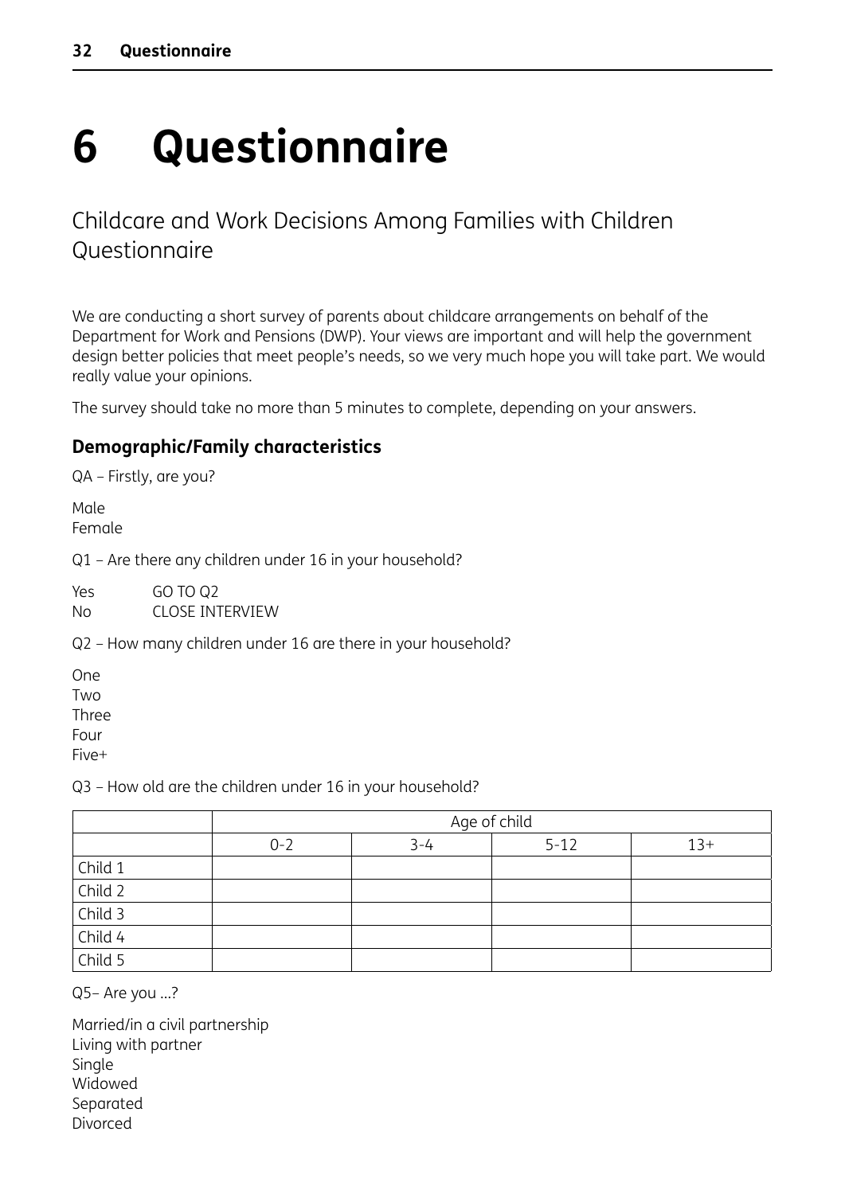# 6 Questionnaire

## Childcare and Work Decisions Among Families with Children Questionnaire

We are conducting a short survey of parents about childcare arrangements on behalf of the Department for Work and Pensions (DWP). Your views are important and will help the government design better policies that meet people's needs, so we very much hope you will take part. We would really value your opinions.

The survey should take no more than 5 minutes to complete, depending on your answers.

### Demographic/Family characteristics

QA – Firstly, are you?

Male
Female

Q1 – Are there any children under 16 in your household?

Yes GO TO Q2
No CLOSE INTERVIEW

Q2 – How many children under 16 are there in your household?

One
Two
Three
Four
Five+

Q3 – How old are the children under 16 in your household?

| | Age of child | | | |
|---|---|---|---|---|
| | 0-2 | 3-4 | 5-12 | 13+ |
| Child 1 | | | | |
| Child 2 | | | | |
| Child 3 | | | | |
| Child 4 | | | | |
| Child 5 | | | | |

Q5– Are you ...?

Married/in a civil partnership
Living with partner
Single
Widowed
Separated
Divorced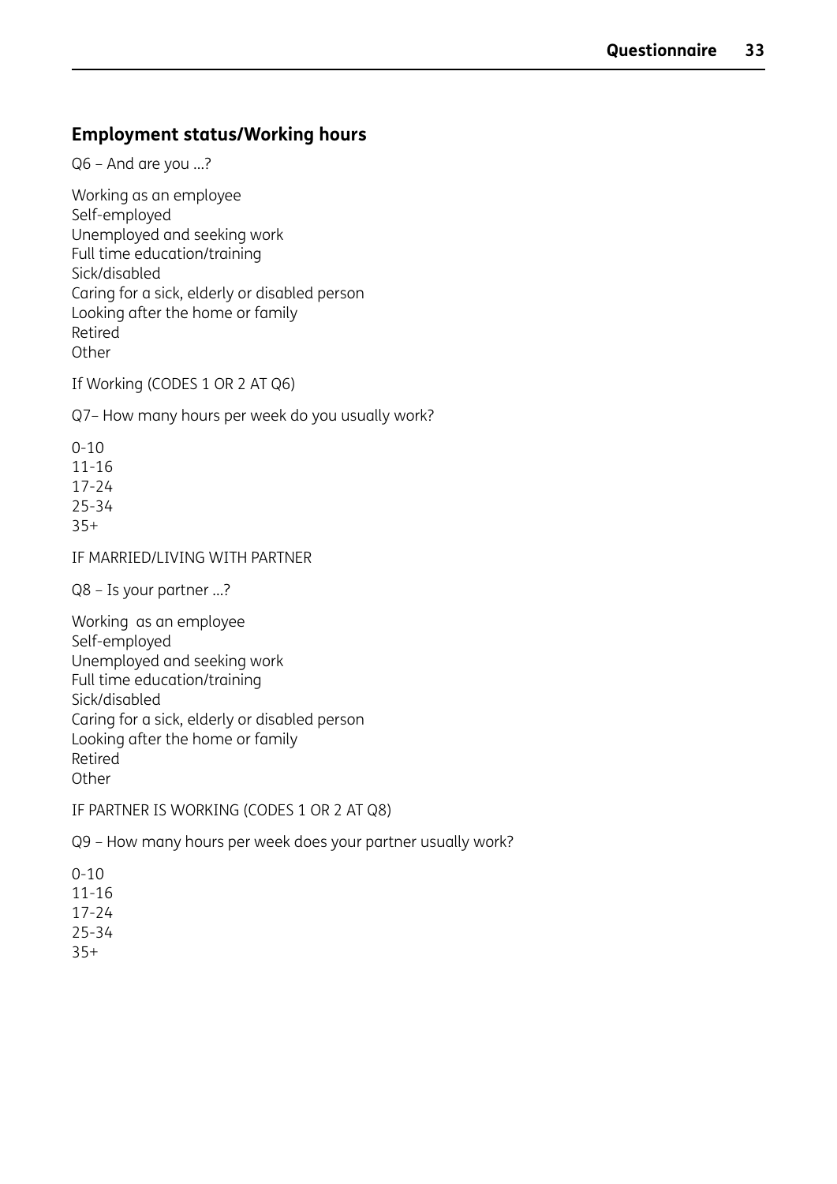## Employment status/Working hours

Q6 – And are you …?

Working as an employee
Self-employed
Unemployed and seeking work
Full time education/training
Sick/disabled
Caring for a sick, elderly or disabled person
Looking after the home or family
Retired
Other

If Working (CODES 1 OR 2 AT Q6)

Q7– How many hours per week do you usually work?

0-10
11-16
17-24
25-34
35+

IF MARRIED/LIVING WITH PARTNER

Q8 – Is your partner …?

Working as an employee
Self-employed
Unemployed and seeking work
Full time education/training
Sick/disabled
Caring for a sick, elderly or disabled person
Looking after the home or family
Retired
Other

IF PARTNER IS WORKING (CODES 1 OR 2 AT Q8)

Q9 – How many hours per week does your partner usually work?

0-10
11-16
17-24
25-34
35+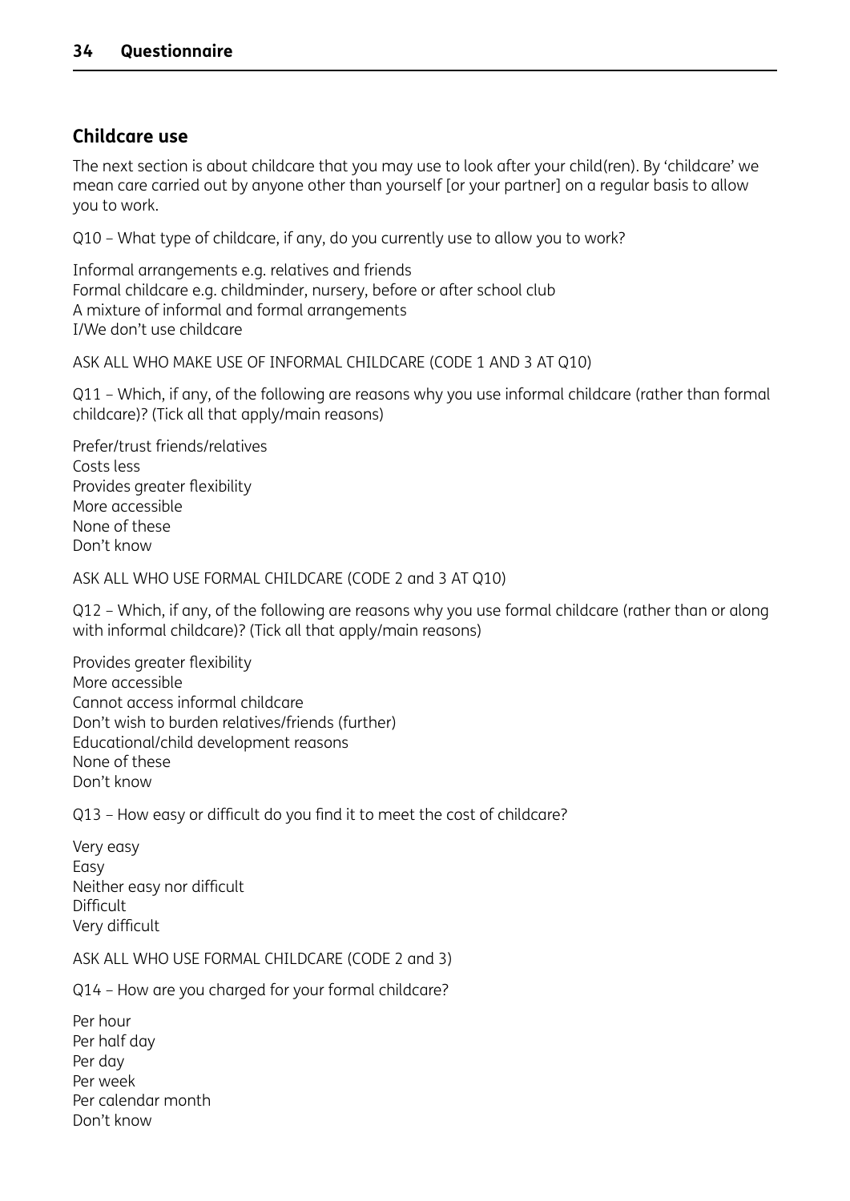## Childcare use

The next section is about childcare that you may use to look after your child(ren). By 'childcare' we mean care carried out by anyone other than yourself [or your partner] on a regular basis to allow you to work.

Q10 – What type of childcare, if any, do you currently use to allow you to work?

Informal arrangements e.g. relatives and friends
Formal childcare e.g. childminder, nursery, before or after school club
A mixture of informal and formal arrangements
I/We don't use childcare

ASK ALL WHO MAKE USE OF INFORMAL CHILDCARE (CODE 1 AND 3 AT Q10)

Q11 – Which, if any, of the following are reasons why you use informal childcare (rather than formal childcare)? (Tick all that apply/main reasons)

Prefer/trust friends/relatives
Costs less
Provides greater flexibility
More accessible
None of these
Don't know

ASK ALL WHO USE FORMAL CHILDCARE (CODE 2 and 3 AT Q10)

Q12 – Which, if any, of the following are reasons why you use formal childcare (rather than or along with informal childcare)? (Tick all that apply/main reasons)

Provides greater flexibility
More accessible
Cannot access informal childcare
Don't wish to burden relatives/friends (further)
Educational/child development reasons
None of these
Don't know

Q13 – How easy or difficult do you find it to meet the cost of childcare?

Very easy
Easy
Neither easy nor difficult
Difficult
Very difficult

ASK ALL WHO USE FORMAL CHILDCARE (CODE 2 and 3)

Q14 – How are you charged for your formal childcare?

Per hour
Per half day
Per day
Per week
Per calendar month
Don't know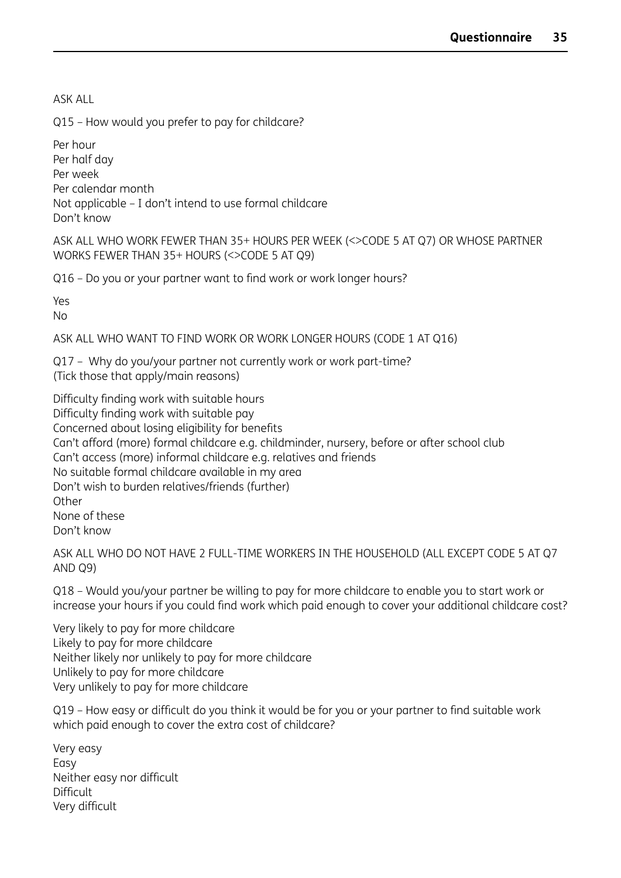ASK ALL

Q15 – How would you prefer to pay for childcare?

Per hour
Per half day
Per week
Per calendar month
Not applicable – I don't intend to use formal childcare
Don't know

ASK ALL WHO WORK FEWER THAN 35+ HOURS PER WEEK (<>CODE 5 AT Q7) OR WHOSE PARTNER WORKS FEWER THAN 35+ HOURS (<>CODE 5 AT Q9)

Q16 – Do you or your partner want to find work or work longer hours?

Yes
No

ASK ALL WHO WANT TO FIND WORK OR WORK LONGER HOURS (CODE 1 AT Q16)

Q17 – Why do you/your partner not currently work or work part-time?
(Tick those that apply/main reasons)

Difficulty finding work with suitable hours
Difficulty finding work with suitable pay
Concerned about losing eligibility for benefits
Can't afford (more) formal childcare e.g. childminder, nursery, before or after school club
Can't access (more) informal childcare e.g. relatives and friends
No suitable formal childcare available in my area
Don't wish to burden relatives/friends (further)
Other
None of these
Don't know

ASK ALL WHO DO NOT HAVE 2 FULL-TIME WORKERS IN THE HOUSEHOLD (ALL EXCEPT CODE 5 AT Q7 AND Q9)

Q18 – Would you/your partner be willing to pay for more childcare to enable you to start work or increase your hours if you could find work which paid enough to cover your additional childcare cost?

Very likely to pay for more childcare
Likely to pay for more childcare
Neither likely nor unlikely to pay for more childcare
Unlikely to pay for more childcare
Very unlikely to pay for more childcare

Q19 – How easy or difficult do you think it would be for you or your partner to find suitable work which paid enough to cover the extra cost of childcare?

Very easy
Easy
Neither easy nor difficult
Difficult
Very difficult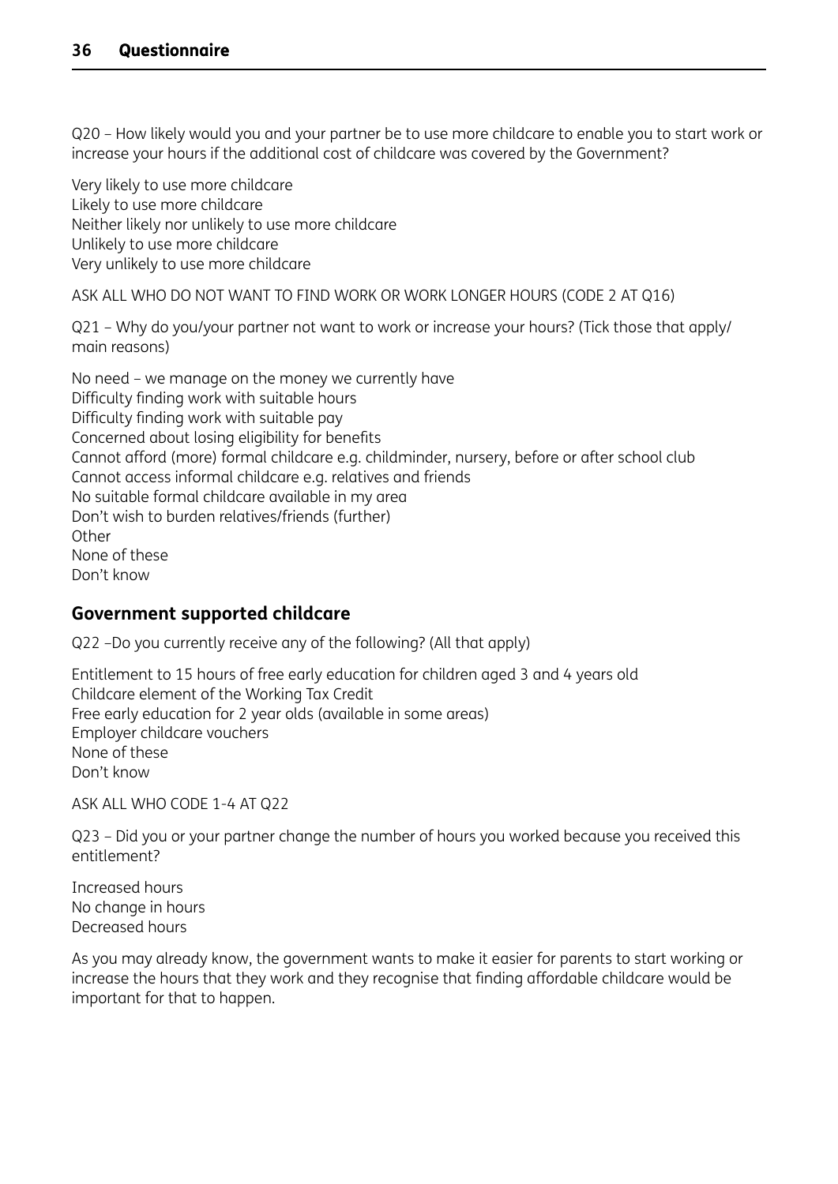Q20 – How likely would you and your partner be to use more childcare to enable you to start work or increase your hours if the additional cost of childcare was covered by the Government?

Very likely to use more childcare
Likely to use more childcare
Neither likely nor unlikely to use more childcare
Unlikely to use more childcare
Very unlikely to use more childcare

ASK ALL WHO DO NOT WANT TO FIND WORK OR WORK LONGER HOURS (CODE 2 AT Q16)

Q21 – Why do you/your partner not want to work or increase your hours? (Tick those that apply/ main reasons)

No need – we manage on the money we currently have
Difficulty finding work with suitable hours
Difficulty finding work with suitable pay
Concerned about losing eligibility for benefits
Cannot afford (more) formal childcare e.g. childminder, nursery, before or after school club
Cannot access informal childcare e.g. relatives and friends
No suitable formal childcare available in my area
Don't wish to burden relatives/friends (further)
Other
None of these
Don't know

## Government supported childcare

Q22 –Do you currently receive any of the following? (All that apply)

Entitlement to 15 hours of free early education for children aged 3 and 4 years old
Childcare element of the Working Tax Credit
Free early education for 2 year olds (available in some areas)
Employer childcare vouchers
None of these
Don't know

ASK ALL WHO CODE 1-4 AT Q22

Q23 – Did you or your partner change the number of hours you worked because you received this entitlement?

Increased hours
No change in hours
Decreased hours

As you may already know, the government wants to make it easier for parents to start working or increase the hours that they work and they recognise that finding affordable childcare would be important for that to happen.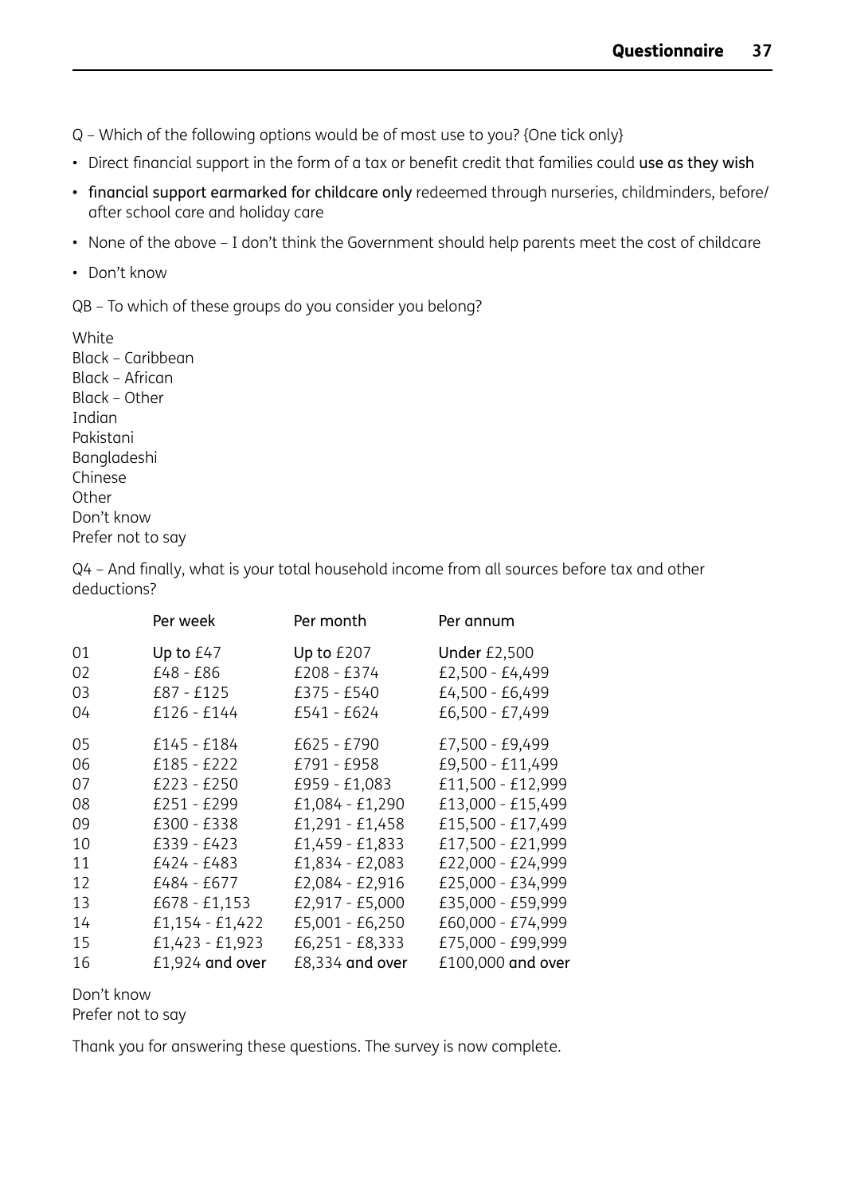Q – Which of the following options would be of most use to you? {One tick only}

- Direct financial support in the form of a tax or benefit credit that families could **use as they wish**
- **financial support earmarked for childcare only** redeemed through nurseries, childminders, before/after school care and holiday care
- None of the above – I don't think the Government should help parents meet the cost of childcare
- Don't know

QB – To which of these groups do you consider you belong?

White
Black – Caribbean
Black – African
Black – Other
Indian
Pakistani
Bangladeshi
Chinese
Other
Don't know
Prefer not to say

Q4 – And finally, what is your total household income from all sources before tax and other deductions?

| | Per week | Per month | Per annum |
|---|---|---|---|
| 01 | Up to £47 | Up to £207 | Under £2,500 |
| 02 | £48 - £86 | £208 - £374 | £2,500 - £4,499 |
| 03 | £87 - £125 | £375 - £540 | £4,500 - £6,499 |
| 04 | £126 - £144 | £541 - £624 | £6,500 - £7,499 |
| 05 | £145 - £184 | £625 - £790 | £7,500 - £9,499 |
| 06 | £185 - £222 | £791 - £958 | £9,500 - £11,499 |
| 07 | £223 - £250 | £959 - £1,083 | £11,500 - £12,999 |
| 08 | £251 - £299 | £1,084 - £1,290 | £13,000 - £15,499 |
| 09 | £300 - £338 | £1,291 - £1,458 | £15,500 - £17,499 |
| 10 | £339 - £423 | £1,459 - £1,833 | £17,500 - £21,999 |
| 11 | £424 - £483 | £1,834 - £2,083 | £22,000 - £24,999 |
| 12 | £484 - £677 | £2,084 - £2,916 | £25,000 - £34,999 |
| 13 | £678 - £1,153 | £2,917 - £5,000 | £35,000 - £59,999 |
| 14 | £1,154 - £1,422 | £5,001 - £6,250 | £60,000 - £74,999 |
| 15 | £1,423 - £1,923 | £6,251 - £8,333 | £75,000 - £99,999 |
| 16 | £1,924 and over | £8,334 and over | £100,000 and over |

Don't know
Prefer not to say

Thank you for answering these questions. The survey is now complete.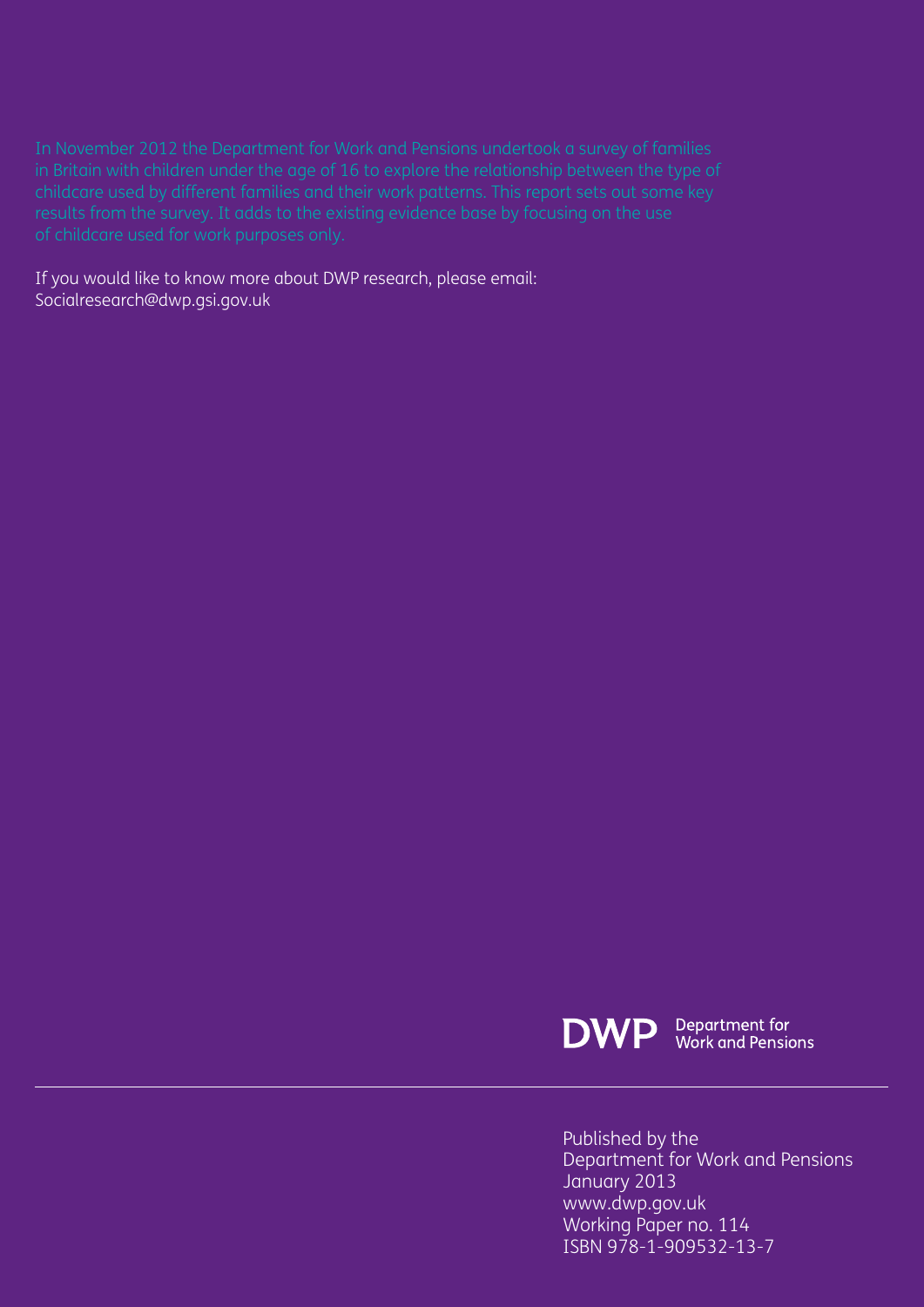In November 2012 the Department for Work and Pensions undertook a survey of families in Britain with children under the age of 16 to explore the relationship between the type of childcare used by different families and their work patterns. This report sets out some key results from the survey. It adds to the existing evidence base by focusing on the use of childcare used for work purposes only.

If you would like to know more about DWP research, please email:
Socialresearch@dwp.gsi.gov.uk

DWP Department for Work and Pensions

Published by the
Department for Work and Pensions
January 2013
www.dwp.gov.uk
Working Paper no. 114
ISBN 978-1-909532-13-7